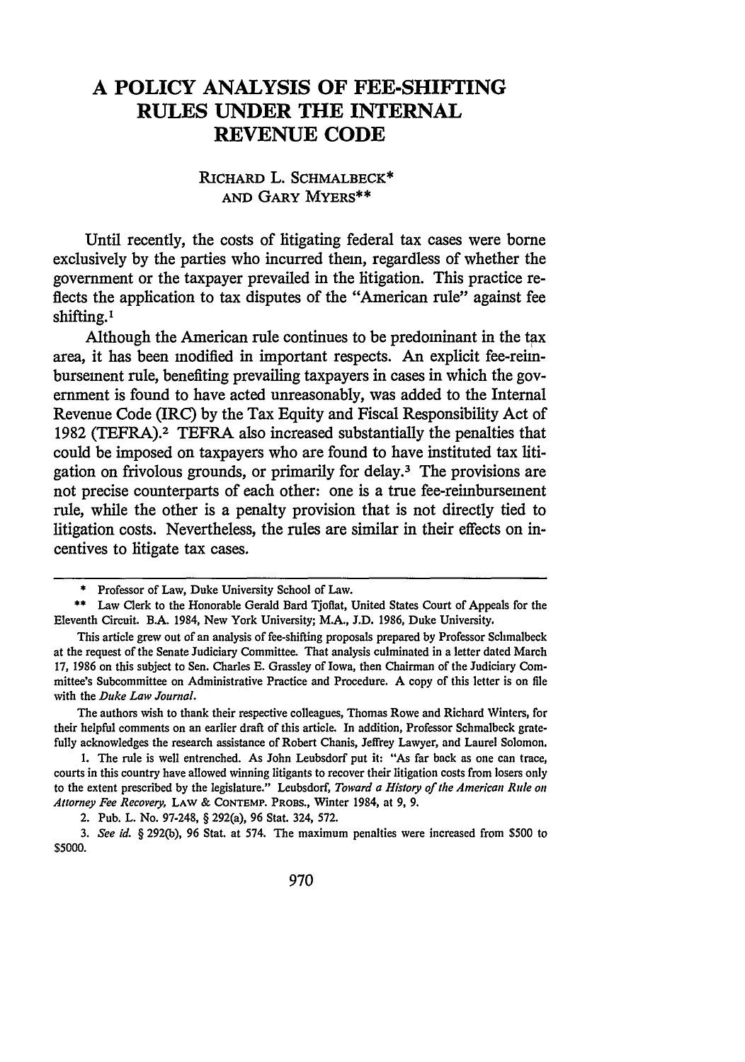# A POLICY ANALYSIS OF FEE-SHIFTING RULES UNDER THE INTERNAL REVENUE CODE

RICHARD L. SCHMALBECK*
AND GARY MYERS**

Until recently, the costs of litigating federal tax cases were borne exclusively by the parties who incurred them, regardless of whether the government or the taxpayer prevailed in the litigation. This practice reflects the application to tax disputes of the "American rule" against fee shifting.[1]

Although the American rule continues to be predominant in the tax area, it has been modified in important respects. An explicit fee-reimbursement rule, benefiting prevailing taxpayers in cases in which the government is found to have acted unreasonably, was added to the Internal Revenue Code (IRC) by the Tax Equity and Fiscal Responsibility Act of 1982 (TEFRA).[2] TEFRA also increased substantially the penalties that could be imposed on taxpayers who are found to have instituted tax litigation on frivolous grounds, or primarily for delay.[3] The provisions are not precise counterparts of each other: one is a true fee-reimbursement rule, while the other is a penalty provision that is not directly tied to litigation costs. Nevertheless, the rules are similar in their effects on incentives to litigate tax cases.

---

\* Professor of Law, Duke University School of Law.

\*\* Law Clerk to the Honorable Gerald Bard Tjoflat, United States Court of Appeals for the Eleventh Circuit. B.A. 1984, New York University; M.A., J.D. 1986, Duke University.

This article grew out of an analysis of fee-shifting proposals prepared by Professor Schmalbeck at the request of the Senate Judiciary Committee. That analysis culminated in a letter dated March 17, 1986 on this subject to Sen. Charles E. Grassley of Iowa, then Chairman of the Judiciary Committee's Subcommittee on Administrative Practice and Procedure. A copy of this letter is on file with the *Duke Law Journal*.

The authors wish to thank their respective colleagues, Thomas Rowe and Richard Winters, for their helpful comments on an earlier draft of this article. In addition, Professor Schmalbeck gratefully acknowledges the research assistance of Robert Chanis, Jeffrey Lawyer, and Laurel Solomon.

1. The rule is well entrenched. As John Leubsdorf put it: "As far back as one can trace, courts in this country have allowed winning litigants to recover their litigation costs from losers only to the extent prescribed by the legislature." Leubsdorf, *Toward a History of the American Rule on Attorney Fee Recovery*, LAW & CONTEMP. PROBS., Winter 1984, at 9, 9.

2. Pub. L. No. 97-248, § 292(a), 96 Stat. 324, 572.

3. *See id.* § 292(b), 96 Stat. at 574. The maximum penalties were increased from $500 to $5000.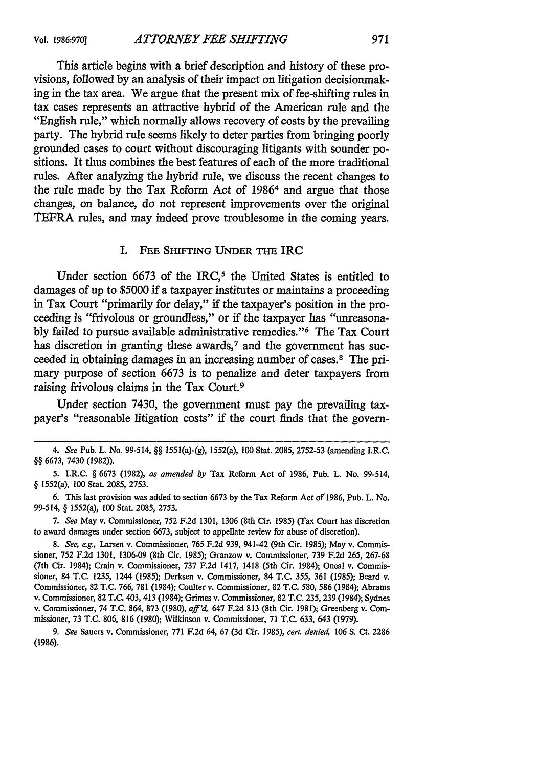This article begins with a brief description and history of these provisions, followed by an analysis of their impact on litigation decisionmaking in the tax area. We argue that the present mix of fee-shifting rules in tax cases represents an attractive hybrid of the American rule and the "English rule," which normally allows recovery of costs by the prevailing party. The hybrid rule seems likely to deter parties from bringing poorly grounded cases to court without discouraging litigants with sounder positions. It thus combines the best features of each of the more traditional rules. After analyzing the hybrid rule, we discuss the recent changes to the rule made by the Tax Reform Act of 1986[4] and argue that those changes, on balance, do not represent improvements over the original TEFRA rules, and may indeed prove troublesome in the coming years.

## I. Fee Shifting Under the IRC

Under section 6673 of the IRC,[5] the United States is entitled to damages of up to $5000 if a taxpayer institutes or maintains a proceeding in Tax Court "primarily for delay," if the taxpayer's position in the proceeding is "frivolous or groundless," or if the taxpayer has "unreasonably failed to pursue available administrative remedies."[6] The Tax Court has discretion in granting these awards,[7] and the government has succeeded in obtaining damages in an increasing number of cases.[8] The primary purpose of section 6673 is to penalize and deter taxpayers from raising frivolous claims in the Tax Court.[9]

Under section 7430, the government must pay the prevailing taxpayer's "reasonable litigation costs" if the court finds that the govern-

---

4. *See* Pub. L. No. 99-514, §§ 1551(a)-(g), 1552(a), 100 Stat. 2085, 2752-53 (amending I.R.C. §§ 6673, 7430 (1982)).

5. I.R.C. § 6673 (1982), *as amended by* Tax Reform Act of 1986, Pub. L. No. 99-514, § 1552(a), 100 Stat. 2085, 2753.

6. This last provision was added to section 6673 by the Tax Reform Act of 1986, Pub. L. No. 99-514, § 1552(a), 100 Stat. 2085, 2753.

7. *See* May v. Commissioner, 752 F.2d 1301, 1306 (8th Cir. 1985) (Tax Court has discretion to award damages under section 6673, subject to appellate review for abuse of discretion).

8. *See, e.g.*, Larsen v. Commissioner, 765 F.2d 939, 941-42 (9th Cir. 1985); May v. Commissioner, 752 F.2d 1301, 1306-09 (8th Cir. 1985); Granzow v. Commissioner, 739 F.2d 265, 267-68 (7th Cir. 1984); Crain v. Commissioner, 737 F.2d 1417, 1418 (5th Cir. 1984); Oneal v. Commissioner, 84 T.C. 1235, 1244 (1985); Derksen v. Commissioner, 84 T.C. 355, 361 (1985); Beard v. Commissioner, 82 T.C. 766, 781 (1984); Coulter v. Commissioner, 82 T.C. 580, 586 (1984); Abrams v. Commissioner, 82 T.C. 403, 413 (1984); Grimes v. Commissioner, 82 T.C. 235, 239 (1984); Sydnes v. Commissioner, 74 T.C. 864, 873 (1980), *aff'd*, 647 F.2d 813 (8th Cir. 1981); Greenberg v. Commissioner, 73 T.C. 806, 816 (1980); Wilkinson v. Commissioner, 71 T.C. 633, 643 (1979).

9. *See* Sauers v. Commissioner, 771 F.2d 64, 67 (3d Cir. 1985), *cert. denied*, 106 S. Ct. 2286 (1986).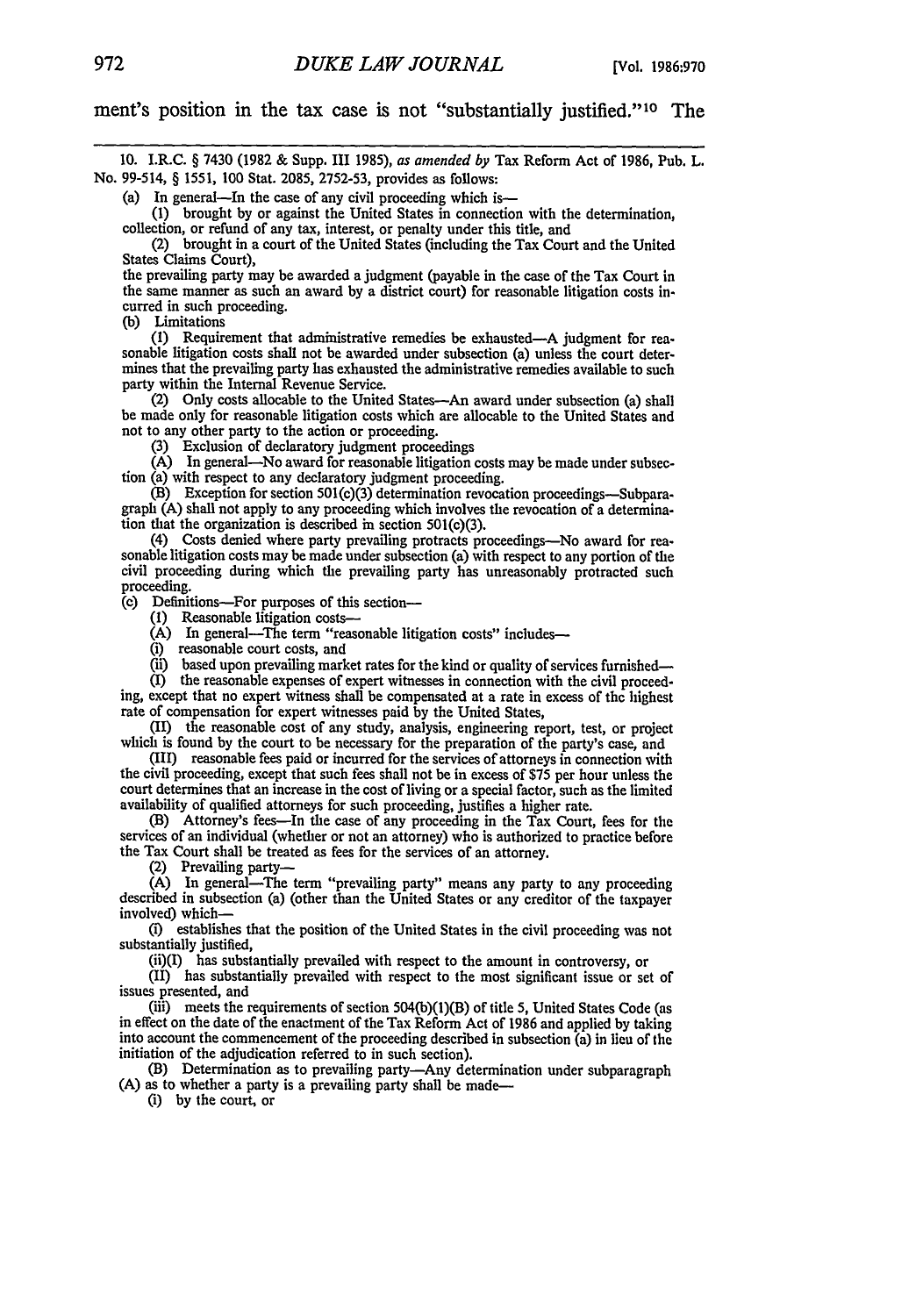ment's position in the tax case is not "substantially justified."[10] The

---

10. I.R.C. § 7430 (1982 & Supp. III 1985), *as amended by* Tax Reform Act of 1986, Pub. L. No. 99-514, § 1551, 100 Stat. 2085, 2752-53, provides as follows:

(a) In general—In the case of any civil proceeding which is—

(1) brought by or against the United States in connection with the determination, collection, or refund of any tax, interest, or penalty under this title, and

(2) brought in a court of the United States (including the Tax Court and the United States Claims Court),

the prevailing party may be awarded a judgment (payable in the case of the Tax Court in the same manner as such an award by a district court) for reasonable litigation costs incurred in such proceeding.

(b) Limitations

(1) Requirement that administrative remedies be exhausted—A judgment for reasonable litigation costs shall not be awarded under subsection (a) unless the court determines that the prevailing party has exhausted the administrative remedies available to such party within the Internal Revenue Service.

(2) Only costs allocable to the United States—An award under subsection (a) shall be made only for reasonable litigation costs which are allocable to the United States and not to any other party to the action or proceeding.

(3) Exclusion of declaratory judgment proceedings

(A) In general—No award for reasonable litigation costs may be made under subsection (a) with respect to any declaratory judgment proceeding.

(B) Exception for section 501(c)(3) determination revocation proceedings—Subparagraph (A) shall not apply to any proceeding which involves the revocation of a determination that the organization is described in section 501(c)(3).

(4) Costs denied where party prevailing protracts proceedings—No award for reasonable litigation costs may be made under subsection (a) with respect to any portion of the civil proceeding during which the prevailing party has unreasonably protracted such proceeding.

(c) Definitions—For purposes of this section—

(1) Reasonable litigation costs—

(A) In general—The term "reasonable litigation costs" includes—

(i) reasonable court costs, and

(ii) based upon prevailing market rates for the kind or quality of services furnished—

(I) the reasonable expenses of expert witnesses in connection with the civil proceeding, except that no expert witness shall be compensated at a rate in excess of the highest rate of compensation for expert witnesses paid by the United States,

(II) the reasonable cost of any study, analysis, engineering report, test, or project which is found by the court to be necessary for the preparation of the party's case, and

(III) reasonable fees paid or incurred for the services of attorneys in connection with the civil proceeding, except that such fees shall not be in excess of $75 per hour unless the court determines that an increase in the cost of living or a special factor, such as the limited availability of qualified attorneys for such proceeding, justifies a higher rate.

(B) Attorney's fees—In the case of any proceeding in the Tax Court, fees for the services of an individual (whether or not an attorney) who is authorized to practice before the Tax Court shall be treated as fees for the services of an attorney.

(2) Prevailing party—

(A) In general—The term "prevailing party" means any party to any proceeding described in subsection (a) (other than the United States or any creditor of the taxpayer involved) which—

(i) establishes that the position of the United States in the civil proceeding was not substantially justified,

(ii)(I) has substantially prevailed with respect to the amount in controversy, or

(II) has substantially prevailed with respect to the most significant issue or set of issues presented, and

(iii) meets the requirements of section 504(b)(1)(B) of title 5, United States Code (as in effect on the date of the enactment of the Tax Reform Act of 1986 and applied by taking into account the commencement of the proceeding described in subsection (a) in lieu of the initiation of the adjudication referred to in such section).

(B) Determination as to prevailing party—Any determination under subparagraph (A) as to whether a party is a prevailing party shall be made—

(i) by the court, or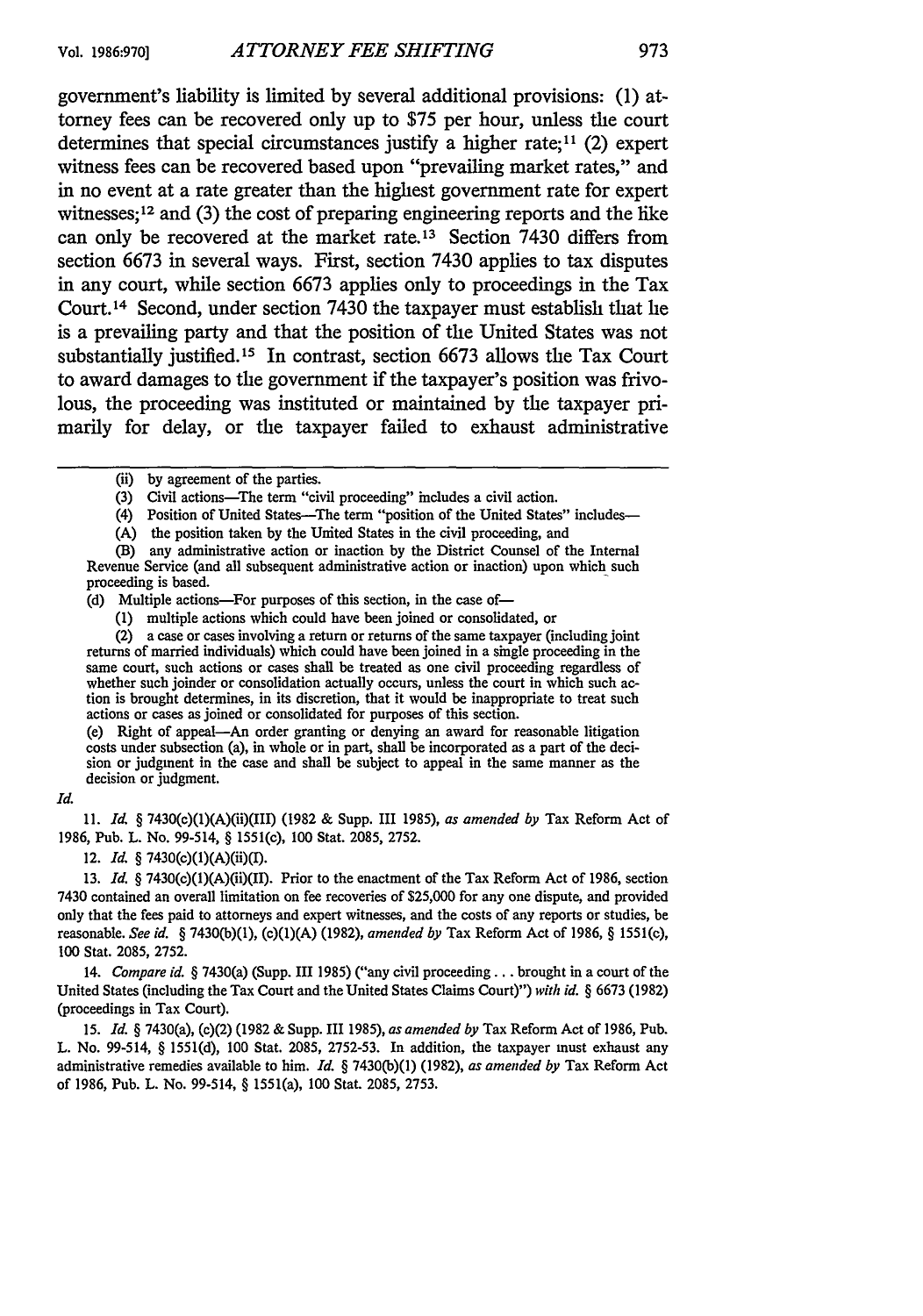government's liability is limited by several additional provisions: (1) attorney fees can be recovered only up to $75 per hour, unless the court determines that special circumstances justify a higher rate;[11] (2) expert witness fees can be recovered based upon "prevailing market rates," and in no event at a rate greater than the highest government rate for expert witnesses;[12] and (3) the cost of preparing engineering reports and the like can only be recovered at the market rate.[13] Section 7430 differs from section 6673 in several ways. First, section 7430 applies to tax disputes in any court, while section 6673 applies only to proceedings in the Tax Court.[14] Second, under section 7430 the taxpayer must establish that he is a prevailing party and that the position of the United States was not substantially justified.[15] In contrast, section 6673 allows the Tax Court to award damages to the government if the taxpayer's position was frivolous, the proceeding was instituted or maintained by the taxpayer primarily for delay, or the taxpayer failed to exhaust administrative

---

(ii) by agreement of the parties.

(3) Civil actions—The term "civil proceeding" includes a civil action.

(4) Position of United States—The term "position of the United States" includes—

(A) the position taken by the United States in the civil proceeding, and

(B) any administrative action or inaction by the District Counsel of the Internal Revenue Service (and all subsequent administrative action or inaction) upon which such proceeding is based.

(d) Multiple actions—For purposes of this section, in the case of—

(1) multiple actions which could have been joined or consolidated, or

(2) a case or cases involving a return or returns of the same taxpayer (including joint returns of married individuals) which could have been joined in a single proceeding in the same court, such actions or cases shall be treated as one civil proceeding regardless of whether such joinder or consolidation actually occurs, unless the court in which such action is brought determines, in its discretion, that it would be inappropriate to treat such actions or cases as joined or consolidated for purposes of this section.

(e) Right of appeal—An order granting or denying an award for reasonable litigation costs under subsection (a), in whole or in part, shall be incorporated as a part of the decision or judgment in the case and shall be subject to appeal in the same manner as the decision or judgment.

*Id.*

11. *Id.* § 7430(c)(1)(A)(ii)(III) (1982 & Supp. III 1985), *as amended by* Tax Reform Act of 1986, Pub. L. No. 99-514, § 1551(c), 100 Stat. 2085, 2752.

12. *Id.* § 7430(c)(1)(A)(ii)(I).

13. *Id.* § 7430(c)(1)(A)(ii)(II). Prior to the enactment of the Tax Reform Act of 1986, section 7430 contained an overall limitation on fee recoveries of $25,000 for any one dispute, and provided only that the fees paid to attorneys and expert witnesses, and the costs of any reports or studies, be reasonable. *See id.* § 7430(b)(1), (c)(1)(A) (1982), *amended by* Tax Reform Act of 1986, § 1551(c), 100 Stat. 2085, 2752.

14. *Compare id.* § 7430(a) (Supp. III 1985) ("any civil proceeding . . . brought in a court of the United States (including the Tax Court and the United States Claims Court)") *with id.* § 6673 (1982) (proceedings in Tax Court).

15. *Id.* § 7430(a), (c)(2) (1982 & Supp. III 1985), *as amended by* Tax Reform Act of 1986, Pub. L. No. 99-514, § 1551(d), 100 Stat. 2085, 2752-53. In addition, the taxpayer must exhaust any administrative remedies available to him. *Id.* § 7430(b)(1) (1982), *as amended by* Tax Reform Act of 1986, Pub. L. No. 99-514, § 1551(a), 100 Stat. 2085, 2753.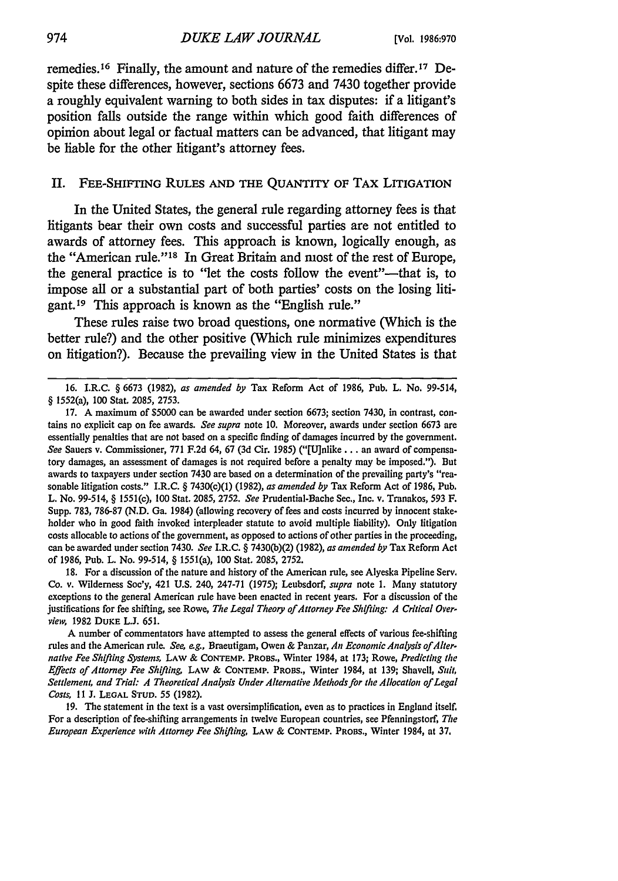remedies.[16] Finally, the amount and nature of the remedies differ.[17] Despite these differences, however, sections 6673 and 7430 together provide a roughly equivalent warning to both sides in tax disputes: if a litigant's position falls outside the range within which good faith differences of opinion about legal or factual matters can be advanced, that litigant may be liable for the other litigant's attorney fees.

## II. FEE-SHIFTING RULES AND THE QUANTITY OF TAX LITIGATION

In the United States, the general rule regarding attorney fees is that litigants bear their own costs and successful parties are not entitled to awards of attorney fees. This approach is known, logically enough, as the "American rule."[18] In Great Britain and most of the rest of Europe, the general practice is to "let the costs follow the event"—that is, to impose all or a substantial part of both parties' costs on the losing litigant.[19] This approach is known as the "English rule."

These rules raise two broad questions, one normative (Which is the better rule?) and the other positive (Which rule minimizes expenditures on litigation?). Because the prevailing view in the United States is that

---

16. I.R.C. § 6673 (1982), *as amended by* Tax Reform Act of 1986, Pub. L. No. 99-514, § 1552(a), 100 Stat. 2085, 2753.

17. A maximum of $5000 can be awarded under section 6673; section 7430, in contrast, contains no explicit cap on fee awards. *See supra* note 10. Moreover, awards under section 6673 are essentially penalties that are not based on a specific finding of damages incurred by the government. *See* Sauers v. Commissioner, 771 F.2d 64, 67 (3d Cir. 1985) ("[U]nlike . . . an award of compensatory damages, an assessment of damages is not required before a penalty may be imposed."). But awards to taxpayers under section 7430 are based on a determination of the prevailing party's "reasonable litigation costs." I.R.C. § 7430(c)(1) (1982), *as amended by* Tax Reform Act of 1986, Pub. L. No. 99-514, § 1551(c), 100 Stat. 2085, 2752. *See* Prudential-Bache Sec., Inc. v. Tranakos, 593 F. Supp. 783, 786-87 (N.D. Ga. 1984) (allowing recovery of fees and costs incurred by innocent stakeholder who in good faith invoked interpleader statute to avoid multiple liability). Only litigation costs allocable to actions of the government, as opposed to actions of other parties in the proceeding, can be awarded under section 7430. *See* I.R.C. § 7430(b)(2) (1982), *as amended by* Tax Reform Act of 1986, Pub. L. No. 99-514, § 1551(a), 100 Stat. 2085, 2752.

18. For a discussion of the nature and history of the American rule, see Alyeska Pipeline Serv. Co. v. Wilderness Soc'y, 421 U.S. 240, 247-71 (1975); Leubsdorf, *supra* note 1. Many statutory exceptions to the general American rule have been enacted in recent years. For a discussion of the justifications for fee shifting, see Rowe, *The Legal Theory of Attorney Fee Shifting: A Critical Overview,* 1982 DUKE L.J. 651.

A number of commentators have attempted to assess the general effects of various fee-shifting rules and the American rule. *See, e.g.,* Braeutigam, Owen & Panzar, *An Economic Analysis of Alternative Fee Shifting Systems,* LAW & CONTEMP. PROBS., Winter 1984, at 173; Rowe, *Predicting the Effects of Attorney Fee Shifting,* LAW & CONTEMP. PROBS., Winter 1984, at 139; Shavell, *Suit, Settlement, and Trial: A Theoretical Analysis Under Alternative Methods for the Allocation of Legal Costs,* 11 J. LEGAL STUD. 55 (1982).

19. The statement in the text is a vast oversimplification, even as to practices in England itself. For a description of fee-shifting arrangements in twelve European countries, see Pfenningstorf, *The European Experience with Attorney Fee Shifting,* LAW & CONTEMP. PROBS., Winter 1984, at 37.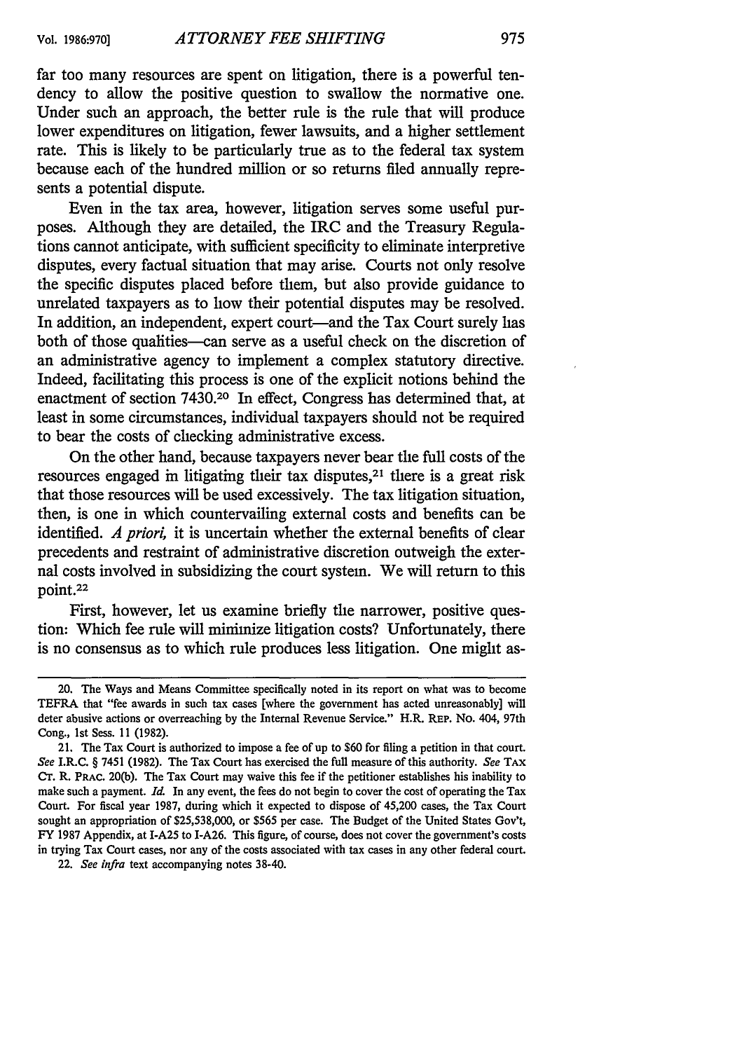far too many resources are spent on litigation, there is a powerful tendency to allow the positive question to swallow the normative one. Under such an approach, the better rule is the rule that will produce lower expenditures on litigation, fewer lawsuits, and a higher settlement rate. This is likely to be particularly true as to the federal tax system because each of the hundred million or so returns filed annually represents a potential dispute.

Even in the tax area, however, litigation serves some useful purposes. Although they are detailed, the IRC and the Treasury Regulations cannot anticipate, with sufficient specificity to eliminate interpretive disputes, every factual situation that may arise. Courts not only resolve the specific disputes placed before them, but also provide guidance to unrelated taxpayers as to how their potential disputes may be resolved. In addition, an independent, expert court—and the Tax Court surely has both of those qualities—can serve as a useful check on the discretion of an administrative agency to implement a complex statutory directive. Indeed, facilitating this process is one of the explicit notions behind the enactment of section 7430.[20] In effect, Congress has determined that, at least in some circumstances, individual taxpayers should not be required to bear the costs of checking administrative excess.

On the other hand, because taxpayers never bear the full costs of the resources engaged in litigating their tax disputes,[21] there is a great risk that those resources will be used excessively. The tax litigation situation, then, is one in which countervailing external costs and benefits can be identified. *A priori,* it is uncertain whether the external benefits of clear precedents and restraint of administrative discretion outweigh the external costs involved in subsidizing the court system. We will return to this point.[22]

First, however, let us examine briefly the narrower, positive question: Which fee rule will minimize litigation costs? Unfortunately, there is no consensus as to which rule produces less litigation. One might as-

---

20. The Ways and Means Committee specifically noted in its report on what was to become TEFRA that "fee awards in such tax cases [where the government has acted unreasonably] will deter abusive actions or overreaching by the Internal Revenue Service." H.R. REP. No. 404, 97th Cong., 1st Sess. 11 (1982).

21. The Tax Court is authorized to impose a fee of up to $60 for filing a petition in that court. *See* I.R.C. § 7451 (1982). The Tax Court has exercised the full measure of this authority. *See* TAX CT. R. PRAC. 20(b). The Tax Court may waive this fee if the petitioner establishes his inability to make such a payment. *Id.* In any event, the fees do not begin to cover the cost of operating the Tax Court. For fiscal year 1987, during which it expected to dispose of 45,200 cases, the Tax Court sought an appropriation of $25,538,000, or $565 per case. The Budget of the United States Gov't, FY 1987 Appendix, at I-A25 to I-A26. This figure, of course, does not cover the government's costs in trying Tax Court cases, nor any of the costs associated with tax cases in any other federal court.

22. *See infra* text accompanying notes 38-40.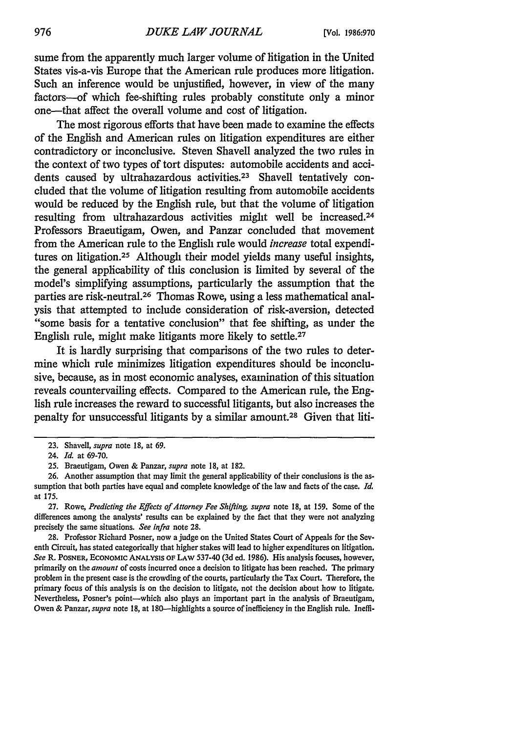sume from the apparently much larger volume of litigation in the United States vis-a-vis Europe that the American rule produces more litigation. Such an inference would be unjustified, however, in view of the many factors—of which fee-shifting rules probably constitute only a minor one—that affect the overall volume and cost of litigation.

The most rigorous efforts that have been made to examine the effects of the English and American rules on litigation expenditures are either contradictory or inconclusive. Steven Shavell analyzed the two rules in the context of two types of tort disputes: automobile accidents and accidents caused by ultrahazardous activities.[23] Shavell tentatively concluded that the volume of litigation resulting from automobile accidents would be reduced by the English rule, but that the volume of litigation resulting from ultrahazardous activities might well be increased.[24] Professors Braeutigam, Owen, and Panzar concluded that movement from the American rule to the English rule would *increase* total expenditures on litigation.[25] Although their model yields many useful insights, the general applicability of this conclusion is limited by several of the model's simplifying assumptions, particularly the assumption that the parties are risk-neutral.[26] Thomas Rowe, using a less mathematical analysis that attempted to include consideration of risk-aversion, detected "some basis for a tentative conclusion" that fee shifting, as under the English rule, might make litigants more likely to settle.[27]

It is hardly surprising that comparisons of the two rules to determine which rule minimizes litigation expenditures should be inconclusive, because, as in most economic analyses, examination of this situation reveals countervailing effects. Compared to the American rule, the English rule increases the reward to successful litigants, but also increases the penalty for unsuccessful litigants by a similar amount.[28] Given that liti-

---

23. Shavell, *supra* note 18, at 69.

24. *Id.* at 69-70.

25. Braeutigam, Owen & Panzar, *supra* note 18, at 182.

26. Another assumption that may limit the general applicability of their conclusions is the assumption that both parties have equal and complete knowledge of the law and facts of the case. *Id.* at 175.

27. Rowe, *Predicting the Effects of Attorney Fee Shifting*, *supra* note 18, at 159. Some of the differences among the analysts' results can be explained by the fact that they were not analyzing precisely the same situations. *See infra* note 28.

28. Professor Richard Posner, now a judge on the United States Court of Appeals for the Seventh Circuit, has stated categorically that higher stakes will lead to higher expenditures on litigation. *See* R. POSNER, ECONOMIC ANALYSIS OF LAW 537-40 (3d ed. 1986). His analysis focuses, however, primarily on the *amount* of costs incurred once a decision to litigate has been reached. The primary problem in the present case is the crowding of the courts, particularly the Tax Court. Therefore, the primary focus of this analysis is on the decision to litigate, not the decision about how to litigate. Nevertheless, Posner's point—which also plays an important part in the analysis of Braeutigam, Owen & Panzar, *supra* note 18, at 180—highlights a source of inefficiency in the English rule. Ineffi-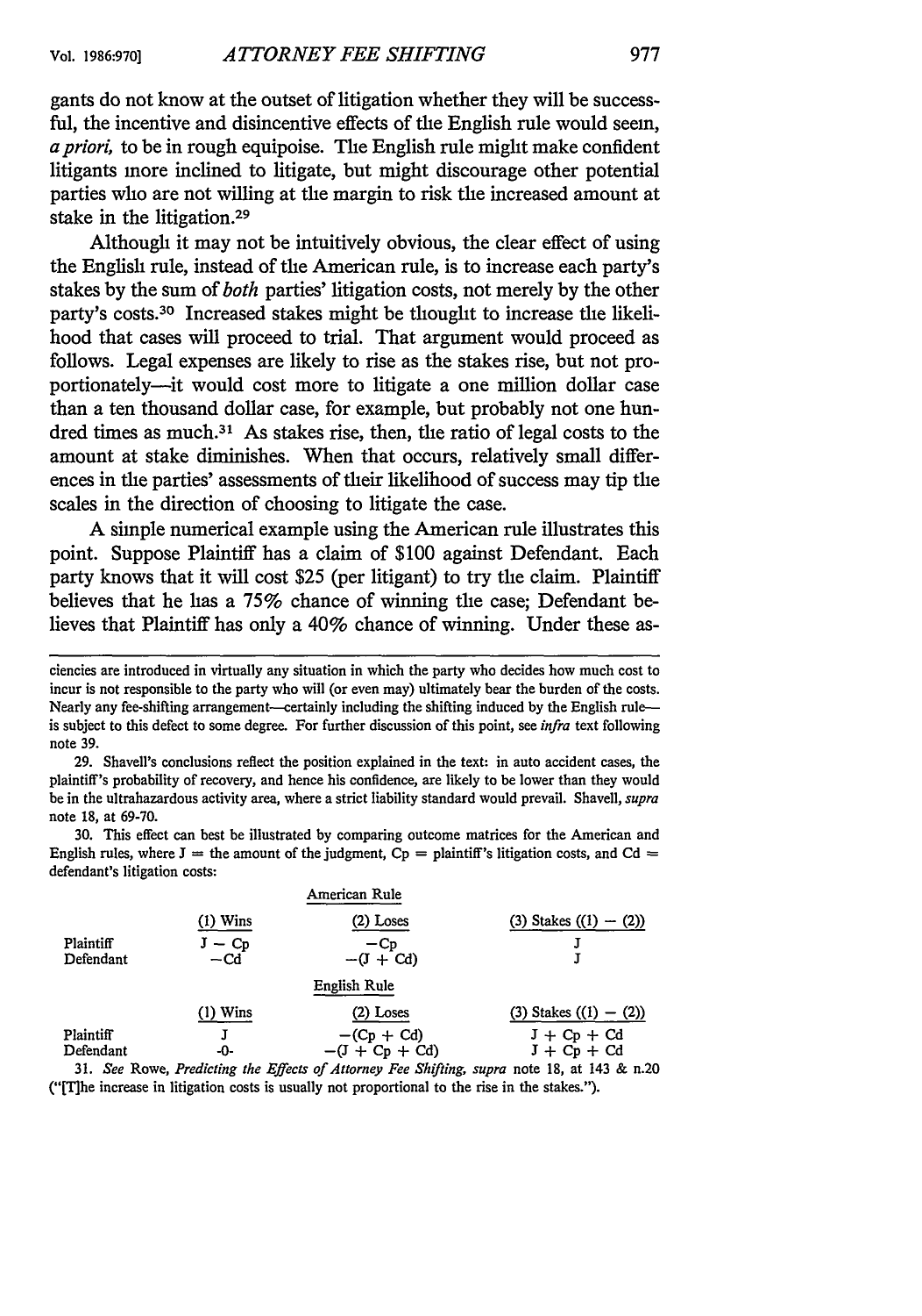gants do not know at the outset of litigation whether they will be successful, the incentive and disincentive effects of the English rule would seem, *a priori,* to be in rough equipoise. The English rule might make confident litigants more inclined to litigate, but might discourage other potential parties who are not willing at the margin to risk the increased amount at stake in the litigation.[29]

Although it may not be intuitively obvious, the clear effect of using the English rule, instead of the American rule, is to increase each party's stakes by the sum of *both* parties' litigation costs, not merely by the other party's costs.[30] Increased stakes might be thought to increase the likelihood that cases will proceed to trial. That argument would proceed as follows. Legal expenses are likely to rise as the stakes rise, but not proportionately—it would cost more to litigate a one million dollar case than a ten thousand dollar case, for example, but probably not one hundred times as much.[31] As stakes rise, then, the ratio of legal costs to the amount at stake diminishes. When that occurs, relatively small differences in the parties' assessments of their likelihood of success may tip the scales in the direction of choosing to litigate the case.

A simple numerical example using the American rule illustrates this point. Suppose Plaintiff has a claim of $100 against Defendant. Each party knows that it will cost $25 (per litigant) to try the claim. Plaintiff believes that he has a 75% chance of winning the case; Defendant believes that Plaintiff has only a 40% chance of winning. Under these as-

---

ciencies are introduced in virtually any situation in which the party who decides how much cost to incur is not responsible to the party who will (or even may) ultimately bear the burden of the costs. Nearly any fee-shifting arrangement—certainly including the shifting induced by the English rule—is subject to this defect to some degree. For further discussion of this point, see *infra* text following note 39.

29. Shavell's conclusions reflect the position explained in the text: in auto accident cases, the plaintiff's probability of recovery, and hence his confidence, are likely to be lower than they would be in the ultrahazardous activity area, where a strict liability standard would prevail. Shavell, *supra* note 18, at 69-70.

30. This effect can best be illustrated by comparing outcome matrices for the American and English rules, where J = the amount of the judgment, Cp = plaintiff's litigation costs, and Cd = defendant's litigation costs:

American Rule

| | (1) Wins | (2) Loses | (3) Stakes ((1) − (2)) |
|---|---|---|---|
| Plaintiff | J − Cp | −Cp | J |
| Defendant | −Cd | −(J + Cd) | J |

English Rule

| | (1) Wins | (2) Loses | (3) Stakes ((1) − (2)) |
|---|---|---|---|
| Plaintiff | J | −(Cp + Cd) | J + Cp + Cd |
| Defendant | -0- | −(J + Cp + Cd) | J + Cp + Cd |

31. *See* Rowe, *Predicting the Effects of Attorney Fee Shifting, supra* note 18, at 143 & n.20 ("[T]he increase in litigation costs is usually not proportional to the rise in the stakes.").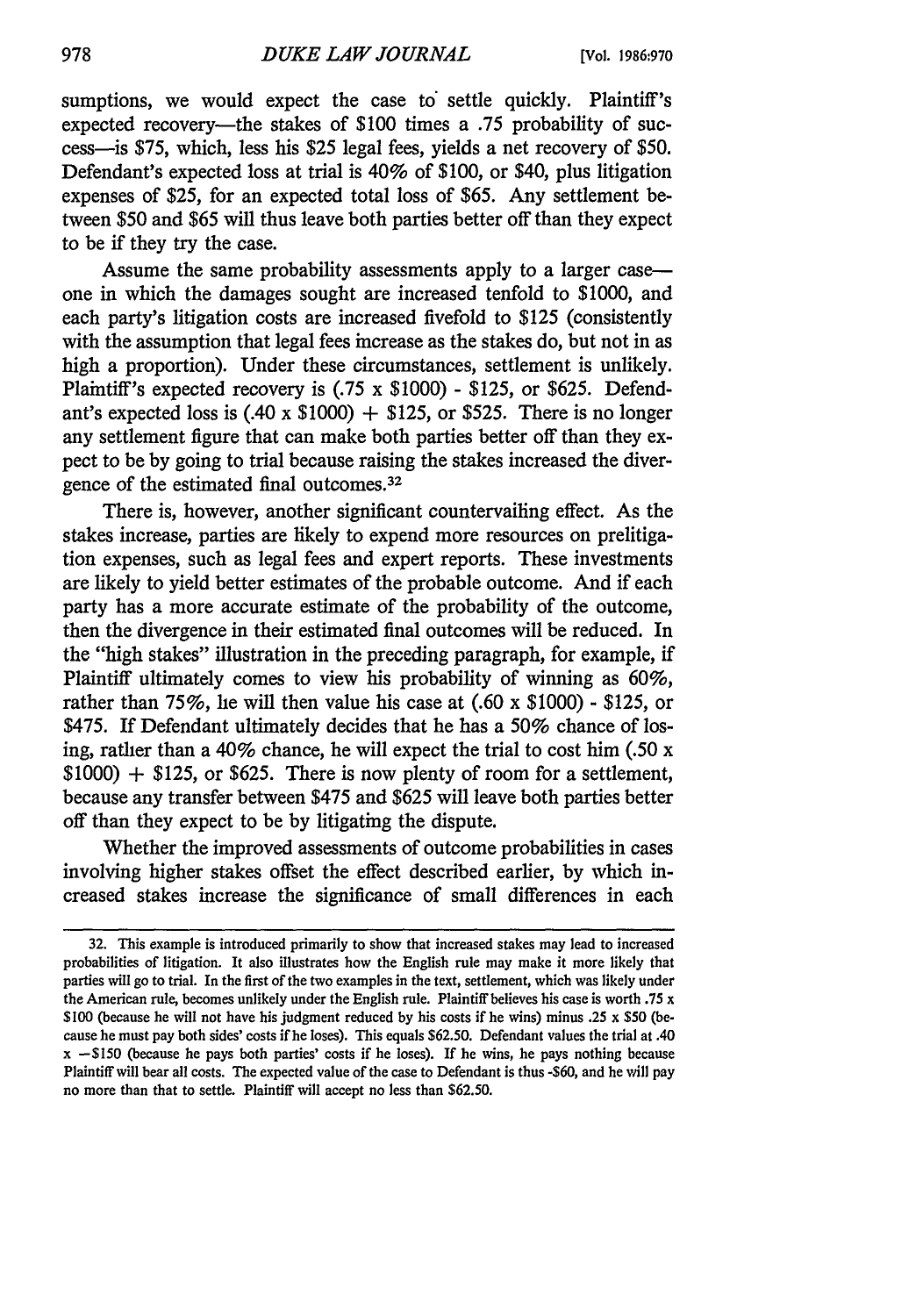sumptions, we would expect the case to settle quickly. Plaintiff's expected recovery—the stakes of \$100 times a .75 probability of success—is \$75, which, less his \$25 legal fees, yields a net recovery of \$50. Defendant's expected loss at trial is 40% of \$100, or \$40, plus litigation expenses of \$25, for an expected total loss of \$65. Any settlement between \$50 and \$65 will thus leave both parties better off than they expect to be if they try the case.

Assume the same probability assessments apply to a larger case—one in which the damages sought are increased tenfold to \$1000, and each party's litigation costs are increased fivefold to \$125 (consistently with the assumption that legal fees increase as the stakes do, but not in as high a proportion). Under these circumstances, settlement is unlikely. Plaintiff's expected recovery is (.75 x \$1000) - \$125, or \$625. Defendant's expected loss is (.40 x \$1000) + \$125, or \$525. There is no longer any settlement figure that can make both parties better off than they expect to be by going to trial because raising the stakes increased the divergence of the estimated final outcomes.[32]

There is, however, another significant countervailing effect. As the stakes increase, parties are likely to expend more resources on prelitigation expenses, such as legal fees and expert reports. These investments are likely to yield better estimates of the probable outcome. And if each party has a more accurate estimate of the probability of the outcome, then the divergence in their estimated final outcomes will be reduced. In the "high stakes" illustration in the preceding paragraph, for example, if Plaintiff ultimately comes to view his probability of winning as 60%, rather than 75%, he will then value his case at (.60 x \$1000) - \$125, or \$475. If Defendant ultimately decides that he has a 50% chance of losing, rather than a 40% chance, he will expect the trial to cost him (.50 x \$1000) + \$125, or \$625. There is now plenty of room for a settlement, because any transfer between \$475 and \$625 will leave both parties better off than they expect to be by litigating the dispute.

Whether the improved assessments of outcome probabilities in cases involving higher stakes offset the effect described earlier, by which increased stakes increase the significance of small differences in each

---

32. This example is introduced primarily to show that increased stakes may lead to increased probabilities of litigation. It also illustrates how the English rule may make it more likely that parties will go to trial. In the first of the two examples in the text, settlement, which was likely under the American rule, becomes unlikely under the English rule. Plaintiff believes his case is worth .75 x \$100 (because he will not have his judgment reduced by his costs if he wins) minus .25 x \$50 (because he must pay both sides' costs if he loses). This equals \$62.50. Defendant values the trial at .40 x −\$150 (because he pays both parties' costs if he loses). If he wins, he pays nothing because Plaintiff will bear all costs. The expected value of the case to Defendant is thus -\$60, and he will pay no more than that to settle. Plaintiff will accept no less than \$62.50.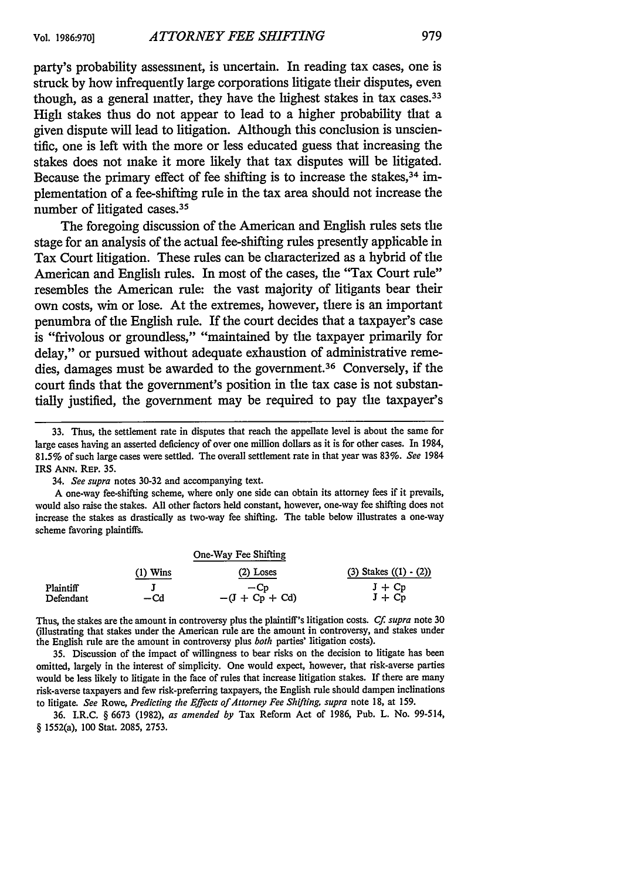party's probability assessment, is uncertain. In reading tax cases, one is struck by how infrequently large corporations litigate their disputes, even though, as a general matter, they have the highest stakes in tax cases.[33] High stakes thus do not appear to lead to a higher probability that a given dispute will lead to litigation. Although this conclusion is unscientific, one is left with the more or less educated guess that increasing the stakes does not make it more likely that tax disputes will be litigated. Because the primary effect of fee shifting is to increase the stakes,[34] implementation of a fee-shifting rule in the tax area should not increase the number of litigated cases.[35]

The foregoing discussion of the American and English rules sets the stage for an analysis of the actual fee-shifting rules presently applicable in Tax Court litigation. These rules can be characterized as a hybrid of the American and English rules. In most of the cases, the "Tax Court rule" resembles the American rule: the vast majority of litigants bear their own costs, win or lose. At the extremes, however, there is an important penumbra of the English rule. If the court decides that a taxpayer's case is "frivolous or groundless," "maintained by the taxpayer primarily for delay," or pursued without adequate exhaustion of administrative remedies, damages must be awarded to the government.[36] Conversely, if the court finds that the government's position in the tax case is not substantially justified, the government may be required to pay the taxpayer's

---

33. Thus, the settlement rate in disputes that reach the appellate level is about the same for large cases having an asserted deficiency of over one million dollars as it is for other cases. In 1984, 81.5% of such large cases were settled. The overall settlement rate in that year was 83%. *See* 1984 IRS ANN. REP. 35.

34. *See supra* notes 30-32 and accompanying text.

A one-way fee-shifting scheme, where only one side can obtain its attorney fees if it prevails, would also raise the stakes. All other factors held constant, however, one-way fee shifting does not increase the stakes as drastically as two-way fee shifting. The table below illustrates a one-way scheme favoring plaintiffs.

One-Way Fee Shifting

| | (1) Wins | (2) Loses | (3) Stakes ((1) - (2)) |
|---|---|---|---|
| Plaintiff | J | $-Cp$ | $J + Cp$ |
| Defendant | $-Cd$ | $-(J + Cp + Cd)$ | $J + Cp$ |

Thus, the stakes are the amount in controversy plus the plaintiff's litigation costs. *Cf. supra* note 30 (illustrating that stakes under the American rule are the amount in controversy, and stakes under the English rule are the amount in controversy plus *both* parties' litigation costs).

35. Discussion of the impact of willingness to bear risks on the decision to litigate has been omitted, largely in the interest of simplicity. One would expect, however, that risk-averse parties would be less likely to litigate in the face of rules that increase litigation stakes. If there are many risk-averse taxpayers and few risk-preferring taxpayers, the English rule should dampen inclinations to litigate. *See* Rowe, *Predicting the Effects of Attorney Fee Shifting*, *supra* note 18, at 159.

36. I.R.C. § 6673 (1982), *as amended by* Tax Reform Act of 1986, Pub. L. No. 99-514, § 1552(a), 100 Stat. 2085, 2753.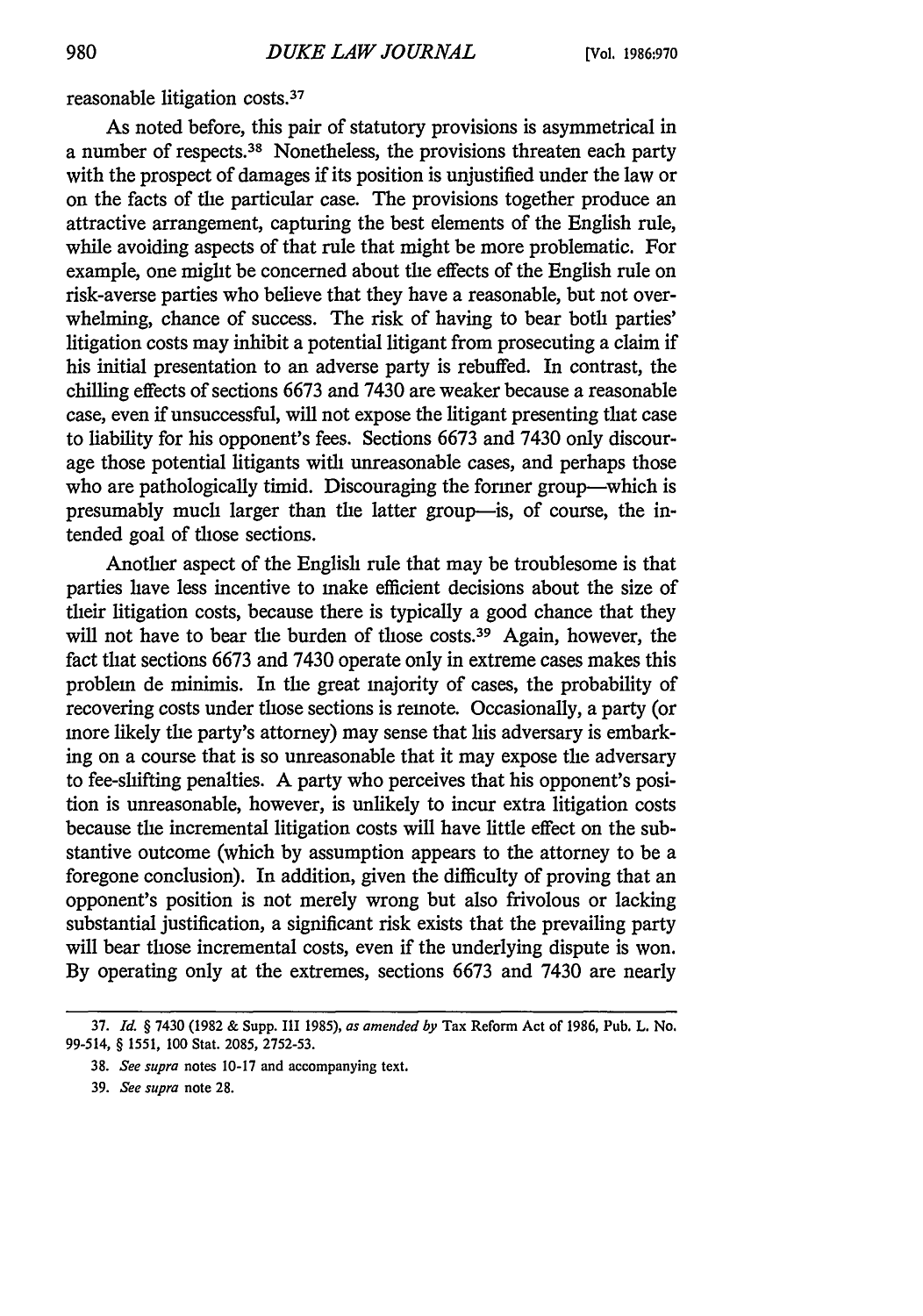reasonable litigation costs.[37]

As noted before, this pair of statutory provisions is asymmetrical in a number of respects.[38] Nonetheless, the provisions threaten each party with the prospect of damages if its position is unjustified under the law or on the facts of the particular case. The provisions together produce an attractive arrangement, capturing the best elements of the English rule, while avoiding aspects of that rule that might be more problematic. For example, one might be concerned about the effects of the English rule on risk-averse parties who believe that they have a reasonable, but not overwhelming, chance of success. The risk of having to bear both parties' litigation costs may inhibit a potential litigant from prosecuting a claim if his initial presentation to an adverse party is rebuffed. In contrast, the chilling effects of sections 6673 and 7430 are weaker because a reasonable case, even if unsuccessful, will not expose the litigant presenting that case to liability for his opponent's fees. Sections 6673 and 7430 only discourage those potential litigants with unreasonable cases, and perhaps those who are pathologically timid. Discouraging the former group—which is presumably much larger than the latter group—is, of course, the intended goal of those sections.

Another aspect of the English rule that may be troublesome is that parties have less incentive to make efficient decisions about the size of their litigation costs, because there is typically a good chance that they will not have to bear the burden of those costs.[39] Again, however, the fact that sections 6673 and 7430 operate only in extreme cases makes this problem de minimis. In the great majority of cases, the probability of recovering costs under those sections is remote. Occasionally, a party (or more likely the party's attorney) may sense that his adversary is embarking on a course that is so unreasonable that it may expose the adversary to fee-shifting penalties. A party who perceives that his opponent's position is unreasonable, however, is unlikely to incur extra litigation costs because the incremental litigation costs will have little effect on the substantive outcome (which by assumption appears to the attorney to be a foregone conclusion). In addition, given the difficulty of proving that an opponent's position is not merely wrong but also frivolous or lacking substantial justification, a significant risk exists that the prevailing party will bear those incremental costs, even if the underlying dispute is won. By operating only at the extremes, sections 6673 and 7430 are nearly

---

37. *Id.* § 7430 (1982 & Supp. III 1985), *as amended by* Tax Reform Act of 1986, Pub. L. No. 99-514, § 1551, 100 Stat. 2085, 2752-53.

38. *See supra* notes 10-17 and accompanying text.

39. *See supra* note 28.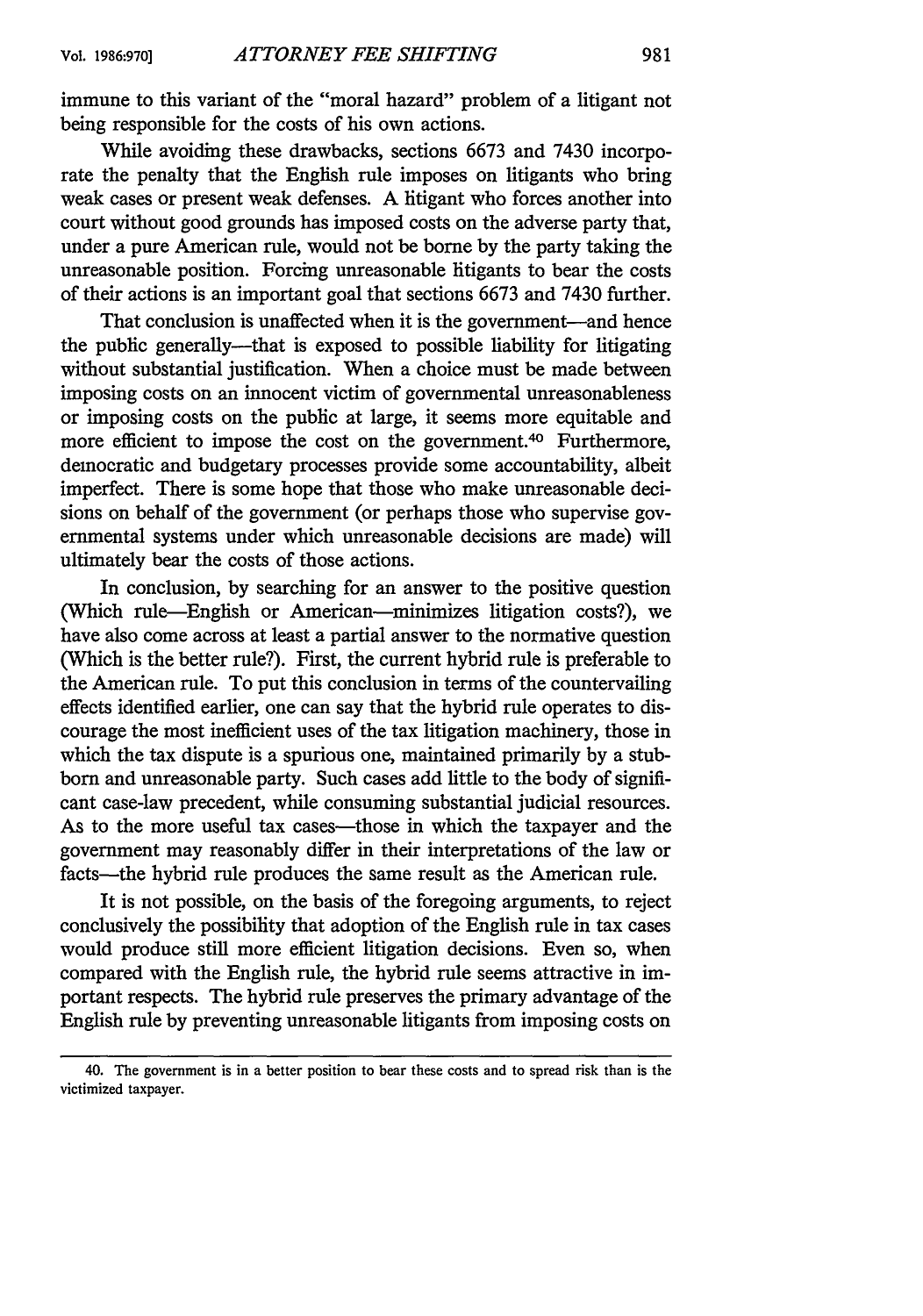immune to this variant of the "moral hazard" problem of a litigant not being responsible for the costs of his own actions.

While avoiding these drawbacks, sections 6673 and 7430 incorporate the penalty that the English rule imposes on litigants who bring weak cases or present weak defenses. A litigant who forces another into court without good grounds has imposed costs on the adverse party that, under a pure American rule, would not be borne by the party taking the unreasonable position. Forcing unreasonable litigants to bear the costs of their actions is an important goal that sections 6673 and 7430 further.

That conclusion is unaffected when it is the government—and hence the public generally—that is exposed to possible liability for litigating without substantial justification. When a choice must be made between imposing costs on an innocent victim of governmental unreasonableness or imposing costs on the public at large, it seems more equitable and more efficient to impose the cost on the government.[40] Furthermore, democratic and budgetary processes provide some accountability, albeit imperfect. There is some hope that those who make unreasonable decisions on behalf of the government (or perhaps those who supervise governmental systems under which unreasonable decisions are made) will ultimately bear the costs of those actions.

In conclusion, by searching for an answer to the positive question (Which rule—English or American—minimizes litigation costs?), we have also come across at least a partial answer to the normative question (Which is the better rule?). First, the current hybrid rule is preferable to the American rule. To put this conclusion in terms of the countervailing effects identified earlier, one can say that the hybrid rule operates to discourage the most inefficient uses of the tax litigation machinery, those in which the tax dispute is a spurious one, maintained primarily by a stubborn and unreasonable party. Such cases add little to the body of significant case-law precedent, while consuming substantial judicial resources. As to the more useful tax cases—those in which the taxpayer and the government may reasonably differ in their interpretations of the law or facts—the hybrid rule produces the same result as the American rule.

It is not possible, on the basis of the foregoing arguments, to reject conclusively the possibility that adoption of the English rule in tax cases would produce still more efficient litigation decisions. Even so, when compared with the English rule, the hybrid rule seems attractive in important respects. The hybrid rule preserves the primary advantage of the English rule by preventing unreasonable litigants from imposing costs on

---

40. The government is in a better position to bear these costs and to spread risk than is the victimized taxpayer.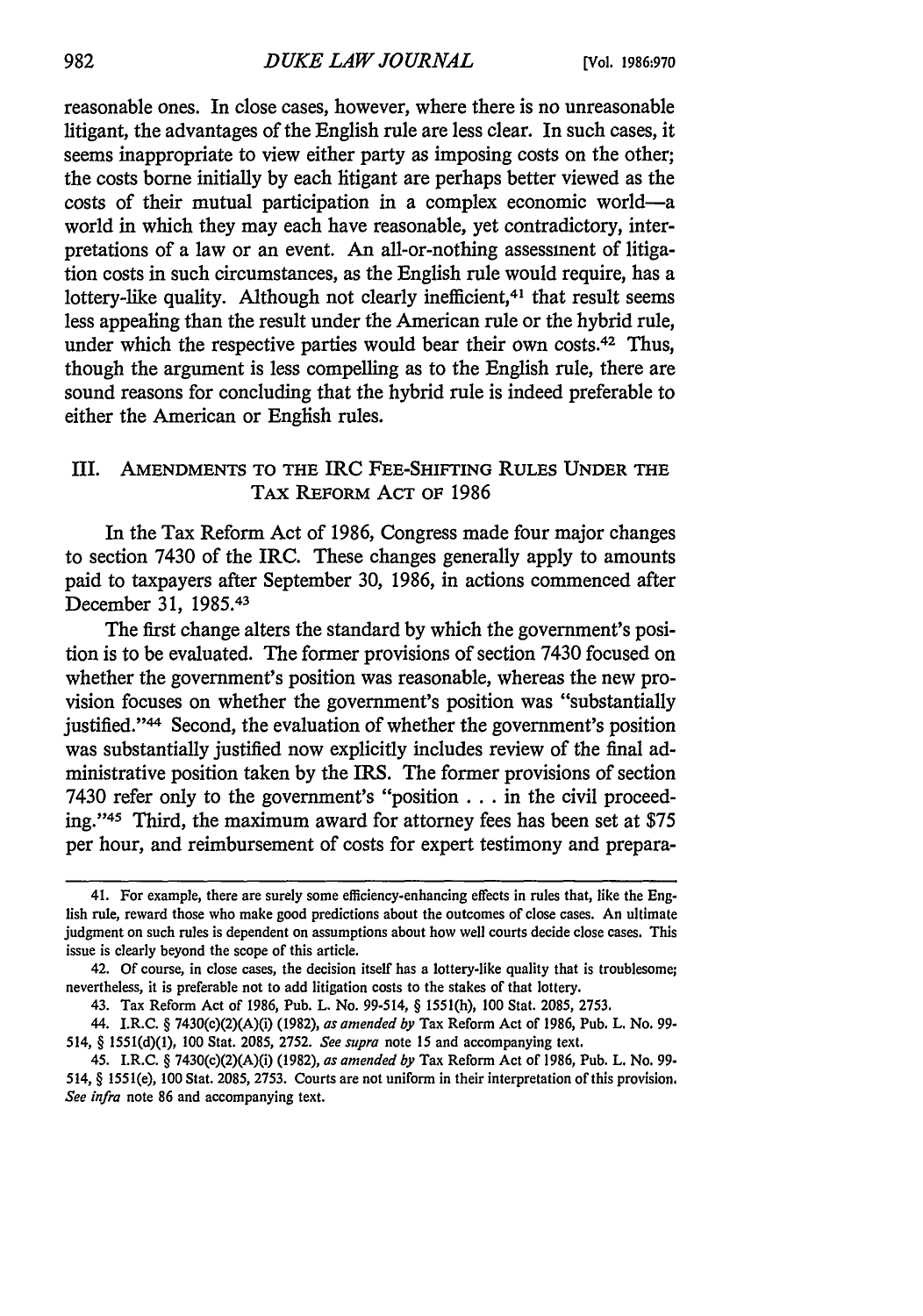reasonable ones. In close cases, however, where there is no unreasonable litigant, the advantages of the English rule are less clear. In such cases, it seems inappropriate to view either party as imposing costs on the other; the costs borne initially by each litigant are perhaps better viewed as the costs of their mutual participation in a complex economic world—a world in which they may each have reasonable, yet contradictory, interpretations of a law or an event. An all-or-nothing assessment of litigation costs in such circumstances, as the English rule would require, has a lottery-like quality. Although not clearly inefficient,[41] that result seems less appealing than the result under the American rule or the hybrid rule, under which the respective parties would bear their own costs.[42] Thus, though the argument is less compelling as to the English rule, there are sound reasons for concluding that the hybrid rule is indeed preferable to either the American or English rules.

## III. AMENDMENTS TO THE IRC FEE-SHIFTING RULES UNDER THE TAX REFORM ACT OF 1986

In the Tax Reform Act of 1986, Congress made four major changes to section 7430 of the IRC. These changes generally apply to amounts paid to taxpayers after September 30, 1986, in actions commenced after December 31, 1985.[43]

The first change alters the standard by which the government's position is to be evaluated. The former provisions of section 7430 focused on whether the government's position was reasonable, whereas the new provision focuses on whether the government's position was "substantially justified."[44] Second, the evaluation of whether the government's position was substantially justified now explicitly includes review of the final administrative position taken by the IRS. The former provisions of section 7430 refer only to the government's "position . . . in the civil proceeding."[45] Third, the maximum award for attorney fees has been set at $75 per hour, and reimbursement of costs for expert testimony and prepara-

---

41. For example, there are surely some efficiency-enhancing effects in rules that, like the English rule, reward those who make good predictions about the outcomes of close cases. An ultimate judgment on such rules is dependent on assumptions about how well courts decide close cases. This issue is clearly beyond the scope of this article.

42. Of course, in close cases, the decision itself has a lottery-like quality that is troublesome; nevertheless, it is preferable not to add litigation costs to the stakes of that lottery.

43. Tax Reform Act of 1986, Pub. L. No. 99-514, § 1551(h), 100 Stat. 2085, 2753.

44. I.R.C. § 7430(c)(2)(A)(i) (1982), *as amended by* Tax Reform Act of 1986, Pub. L. No. 99-514, § 1551(d)(1), 100 Stat. 2085, 2752. *See supra* note 15 and accompanying text.

45. I.R.C. § 7430(c)(2)(A)(i) (1982), *as amended by* Tax Reform Act of 1986, Pub. L. No. 99-514, § 1551(e), 100 Stat. 2085, 2753. Courts are not uniform in their interpretation of this provision. *See infra* note 86 and accompanying text.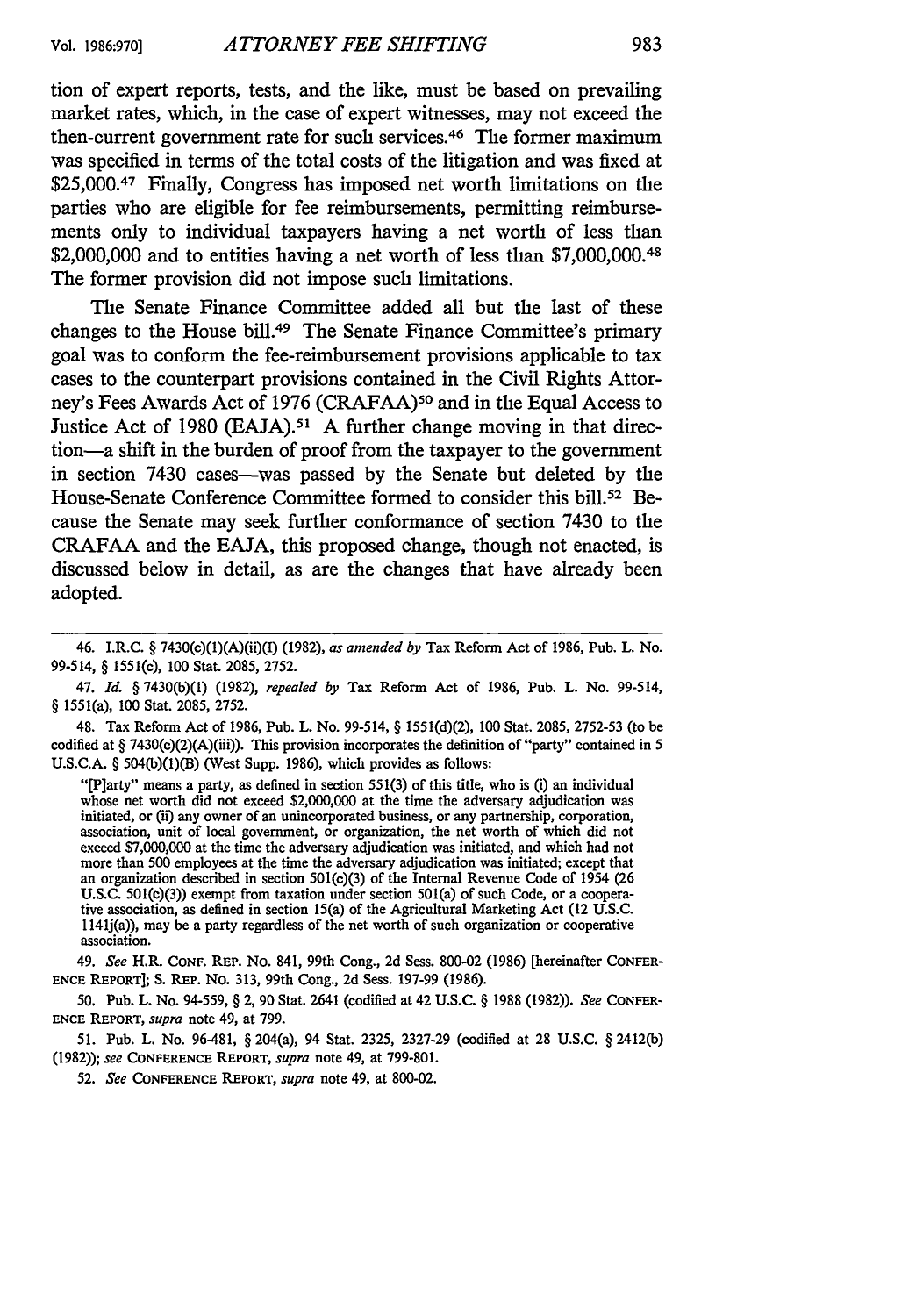tion of expert reports, tests, and the like, must be based on prevailing market rates, which, in the case of expert witnesses, may not exceed the then-current government rate for such services.[46] The former maximum was specified in terms of the total costs of the litigation and was fixed at $25,000.[47] Finally, Congress has imposed net worth limitations on the parties who are eligible for fee reimbursements, permitting reimbursements only to individual taxpayers having a net worth of less than $2,000,000 and to entities having a net worth of less than $7,000,000.[48] The former provision did not impose such limitations.

The Senate Finance Committee added all but the last of these changes to the House bill.[49] The Senate Finance Committee's primary goal was to conform the fee-reimbursement provisions applicable to tax cases to the counterpart provisions contained in the Civil Rights Attorney's Fees Awards Act of 1976 (CRAFAA)[50] and in the Equal Access to Justice Act of 1980 (EAJA).[51] A further change moving in that direction—a shift in the burden of proof from the taxpayer to the government in section 7430 cases—was passed by the Senate but deleted by the House-Senate Conference Committee formed to consider this bill.[52] Because the Senate may seek further conformance of section 7430 to the CRAFAA and the EAJA, this proposed change, though not enacted, is discussed below in detail, as are the changes that have already been adopted.

---

46. I.R.C. § 7430(c)(1)(A)(ii)(I) (1982), *as amended by* Tax Reform Act of 1986, Pub. L. No. 99-514, § 1551(c), 100 Stat. 2085, 2752.

47. *Id.* § 7430(b)(1) (1982), *repealed by* Tax Reform Act of 1986, Pub. L. No. 99-514, § 1551(a), 100 Stat. 2085, 2752.

48. Tax Reform Act of 1986, Pub. L. No. 99-514, § 1551(d)(2), 100 Stat. 2085, 2752-53 (to be codified at § 7430(c)(2)(A)(iii)). This provision incorporates the definition of "party" contained in 5 U.S.C.A. § 504(b)(1)(B) (West Supp. 1986), which provides as follows:

> "[P]arty" means a party, as defined in section 551(3) of this title, who is (i) an individual whose net worth did not exceed $2,000,000 at the time the adversary adjudication was initiated, or (ii) any owner of an unincorporated business, or any partnership, corporation, association, unit of local government, or organization, the net worth of which did not exceed $7,000,000 at the time the adversary adjudication was initiated, and which had not more than 500 employees at the time the adversary adjudication was initiated; except that an organization described in section 501(c)(3) of the Internal Revenue Code of 1954 (26 U.S.C. 501(c)(3)) exempt from taxation under section 501(a) of such Code, or a cooperative association, as defined in section 15(a) of the Agricultural Marketing Act (12 U.S.C. 1141j(a)), may be a party regardless of the net worth of such organization or cooperative association.

49. *See* H.R. CONF. REP. No. 841, 99th Cong., 2d Sess. 800-02 (1986) [hereinafter CONFERENCE REPORT]; S. REP. No. 313, 99th Cong., 2d Sess. 197-99 (1986).

50. Pub. L. No. 94-559, § 2, 90 Stat. 2641 (codified at 42 U.S.C. § 1988 (1982)). *See* CONFERENCE REPORT, *supra* note 49, at 799.

51. Pub. L. No. 96-481, § 204(a), 94 Stat. 2325, 2327-29 (codified at 28 U.S.C. § 2412(b) (1982)); *see* CONFERENCE REPORT, *supra* note 49, at 799-801.

52. *See* CONFERENCE REPORT, *supra* note 49, at 800-02.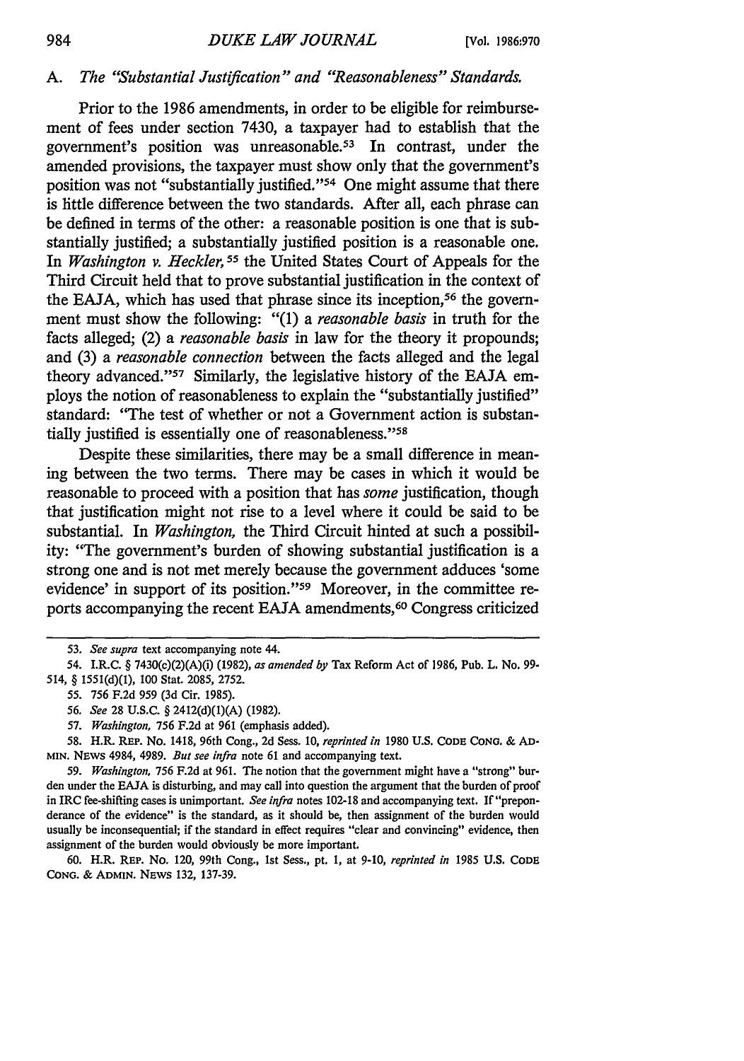### A. *The "Substantial Justification" and "Reasonableness" Standards.*

Prior to the 1986 amendments, in order to be eligible for reimbursement of fees under section 7430, a taxpayer had to establish that the government's position was unreasonable.[53] In contrast, under the amended provisions, the taxpayer must show only that the government's position was not "substantially justified."[54] One might assume that there is little difference between the two standards. After all, each phrase can be defined in terms of the other: a reasonable position is one that is substantially justified; a substantially justified position is a reasonable one. In *Washington v. Heckler*,[55] the United States Court of Appeals for the Third Circuit held that to prove substantial justification in the context of the EAJA, which has used that phrase since its inception,[56] the government must show the following: "(1) a *reasonable basis* in truth for the facts alleged; (2) a *reasonable basis* in law for the theory it propounds; and (3) a *reasonable connection* between the facts alleged and the legal theory advanced."[57] Similarly, the legislative history of the EAJA employs the notion of reasonableness to explain the "substantially justified" standard: "The test of whether or not a Government action is substantially justified is essentially one of reasonableness."[58]

Despite these similarities, there may be a small difference in meaning between the two terms. There may be cases in which it would be reasonable to proceed with a position that has *some* justification, though that justification might not rise to a level where it could be said to be substantial. In *Washington*, the Third Circuit hinted at such a possibility: "The government's burden of showing substantial justification is a strong one and is not met merely because the government adduces 'some evidence' in support of its position."[59] Moreover, in the committee reports accompanying the recent EAJA amendments,[60] Congress criticized

---

53. *See supra* text accompanying note 44.

54. I.R.C. § 7430(c)(2)(A)(i) (1982), *as amended by* Tax Reform Act of 1986, Pub. L. No. 99-514, § 1551(d)(1), 100 Stat. 2085, 2752.

55. 756 F.2d 959 (3d Cir. 1985).

56. *See* 28 U.S.C. § 2412(d)(1)(A) (1982).

57. *Washington*, 756 F.2d at 961 (emphasis added).

58. H.R. REP. No. 1418, 96th Cong., 2d Sess. 10, *reprinted in* 1980 U.S. CODE CONG. & ADMIN. NEWS 4984, 4989. *But see infra* note 61 and accompanying text.

59. *Washington*, 756 F.2d at 961. The notion that the government might have a "strong" burden under the EAJA is disturbing, and may call into question the argument that the burden of proof in IRC fee-shifting cases is unimportant. *See infra* notes 102-18 and accompanying text. If "preponderance of the evidence" is the standard, as it should be, then assignment of the burden would usually be inconsequential; if the standard in effect requires "clear and convincing" evidence, then assignment of the burden would obviously be more important.

60. H.R. REP. No. 120, 99th Cong., 1st Sess., pt. 1, at 9-10, *reprinted in* 1985 U.S. CODE CONG. & ADMIN. NEWS 132, 137-39.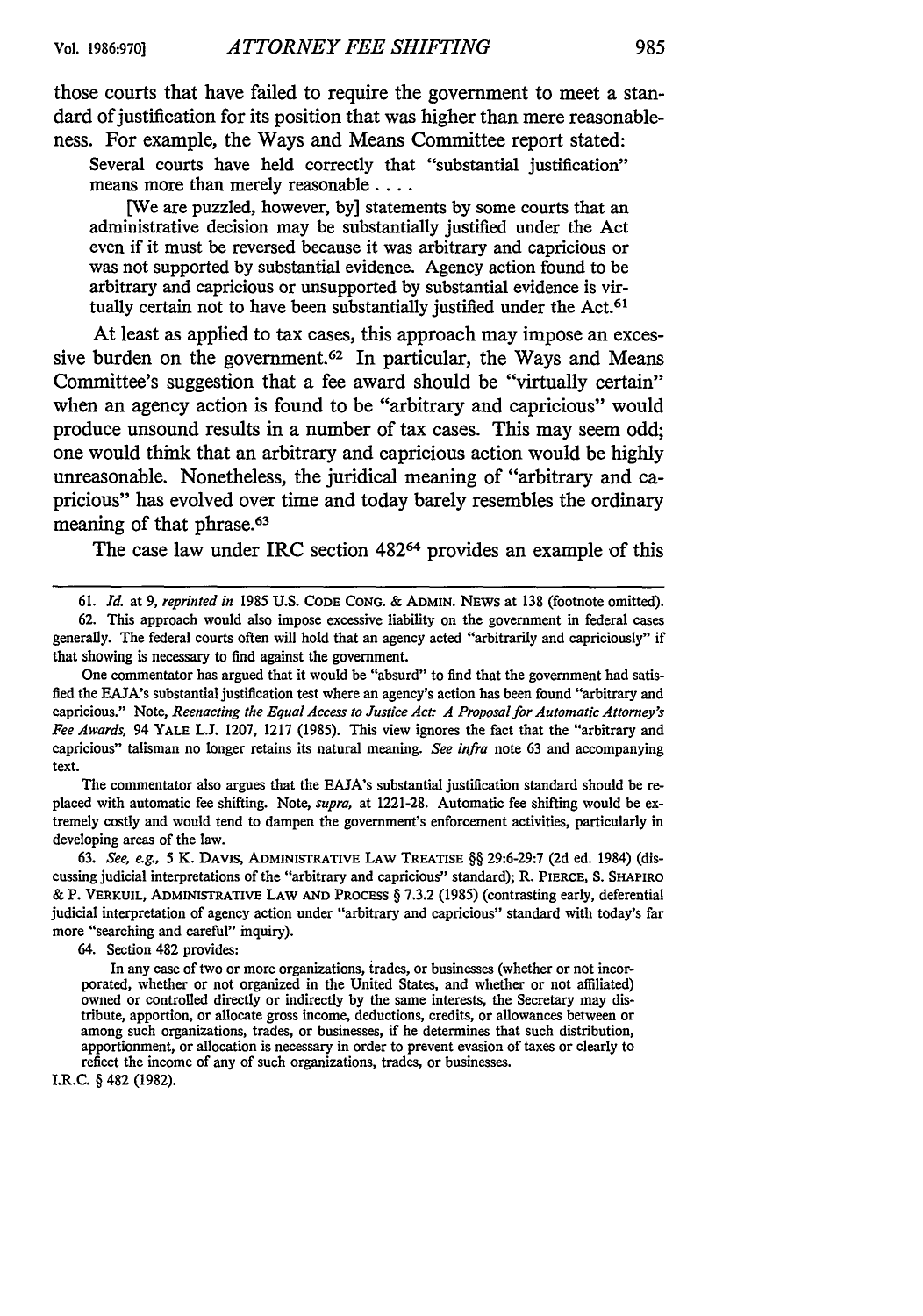those courts that have failed to require the government to meet a standard of justification for its position that was higher than mere reasonableness. For example, the Ways and Means Committee report stated:

> Several courts have held correctly that "substantial justification" means more than merely reasonable . . . .
>
> [We are puzzled, however, by] statements by some courts that an administrative decision may be substantially justified under the Act even if it must be reversed because it was arbitrary and capricious or was not supported by substantial evidence. Agency action found to be arbitrary and capricious or unsupported by substantial evidence is virtually certain not to have been substantially justified under the Act.[61]

At least as applied to tax cases, this approach may impose an excessive burden on the government.[62] In particular, the Ways and Means Committee's suggestion that a fee award should be "virtually certain" when an agency action is found to be "arbitrary and capricious" would produce unsound results in a number of tax cases. This may seem odd; one would think that an arbitrary and capricious action would be highly unreasonable. Nonetheless, the juridical meaning of "arbitrary and capricious" has evolved over time and today barely resembles the ordinary meaning of that phrase.[63]

The case law under IRC section 482[64] provides an example of this

---

61. *Id.* at 9, *reprinted in* 1985 U.S. CODE CONG. & ADMIN. NEWS at 138 (footnote omitted).

62. This approach would also impose excessive liability on the government in federal cases generally. The federal courts often will hold that an agency acted "arbitrarily and capriciously" if that showing is necessary to find against the government.

One commentator has argued that it would be "absurd" to find that the government had satisfied the EAJA's substantial justification test where an agency's action has been found "arbitrary and capricious." Note, *Reenacting the Equal Access to Justice Act: A Proposal for Automatic Attorney's Fee Awards*, 94 YALE L.J. 1207, 1217 (1985). This view ignores the fact that the "arbitrary and capricious" talisman no longer retains its natural meaning. *See infra* note 63 and accompanying text.

The commentator also argues that the EAJA's substantial justification standard should be replaced with automatic fee shifting. Note, *supra*, at 1221-28. Automatic fee shifting would be extremely costly and would tend to dampen the government's enforcement activities, particularly in developing areas of the law.

63. *See, e.g.*, 5 K. DAVIS, ADMINISTRATIVE LAW TREATISE §§ 29:6-29:7 (2d ed. 1984) (discussing judicial interpretations of the "arbitrary and capricious" standard); R. PIERCE, S. SHAPIRO & P. VERKUIL, ADMINISTRATIVE LAW AND PROCESS § 7.3.2 (1985) (contrasting early, deferential judicial interpretation of agency action under "arbitrary and capricious" standard with today's far more "searching and careful" inquiry).

64. Section 482 provides:

> In any case of two or more organizations, trades, or businesses (whether or not incorporated, whether or not organized in the United States, and whether or not affiliated) owned or controlled directly or indirectly by the same interests, the Secretary may distribute, apportion, or allocate gross income, deductions, credits, or allowances between or among such organizations, trades, or businesses, if he determines that such distribution, apportionment, or allocation is necessary in order to prevent evasion of taxes or clearly to reflect the income of any of such organizations, trades, or businesses.

I.R.C. § 482 (1982).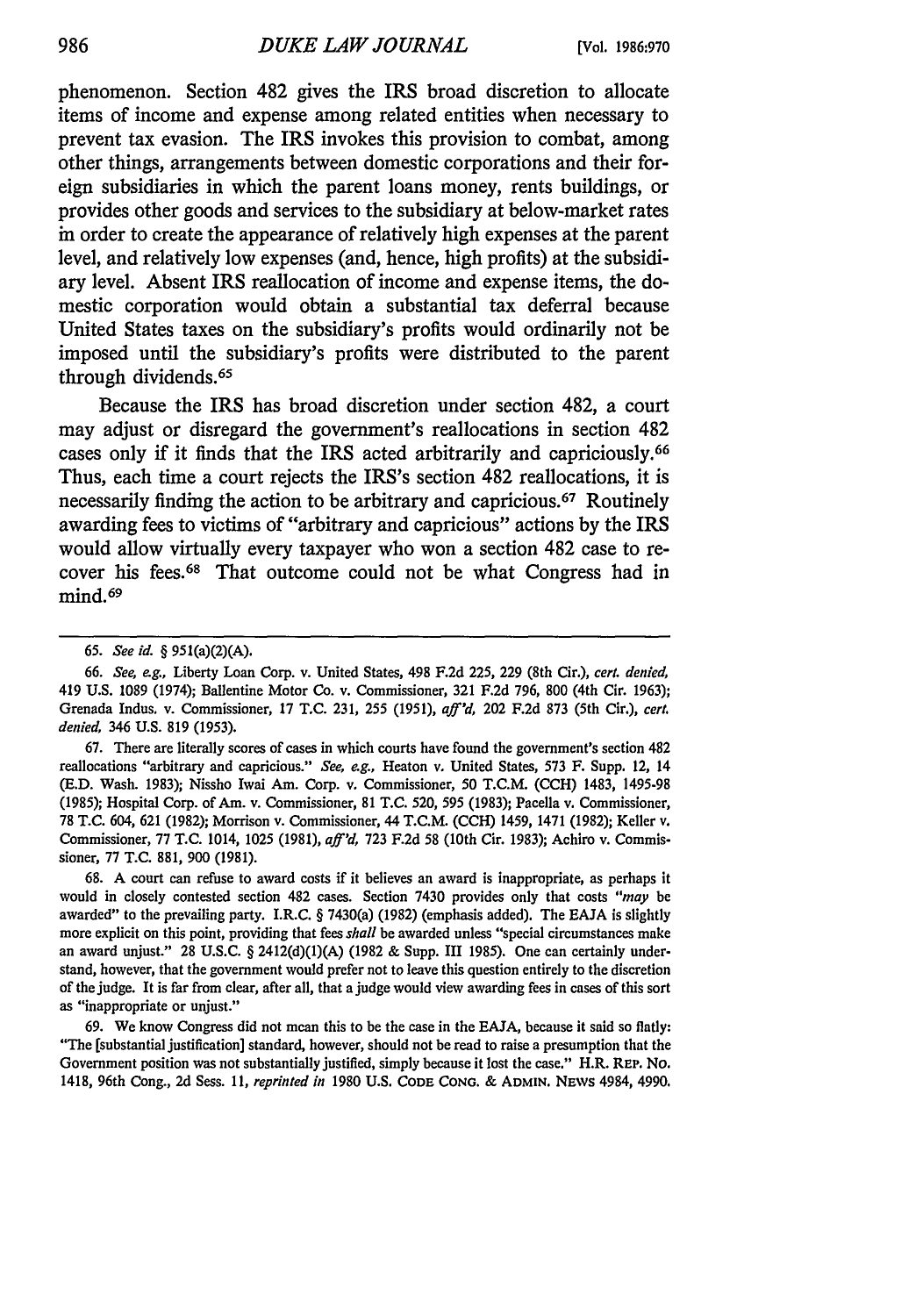phenomenon. Section 482 gives the IRS broad discretion to allocate items of income and expense among related entities when necessary to prevent tax evasion. The IRS invokes this provision to combat, among other things, arrangements between domestic corporations and their foreign subsidiaries in which the parent loans money, rents buildings, or provides other goods and services to the subsidiary at below-market rates in order to create the appearance of relatively high expenses at the parent level, and relatively low expenses (and, hence, high profits) at the subsidiary level. Absent IRS reallocation of income and expense items, the domestic corporation would obtain a substantial tax deferral because United States taxes on the subsidiary's profits would ordinarily not be imposed until the subsidiary's profits were distributed to the parent through dividends.[65]

Because the IRS has broad discretion under section 482, a court may adjust or disregard the government's reallocations in section 482 cases only if it finds that the IRS acted arbitrarily and capriciously.[66] Thus, each time a court rejects the IRS's section 482 reallocations, it is necessarily finding the action to be arbitrary and capricious.[67] Routinely awarding fees to victims of "arbitrary and capricious" actions by the IRS would allow virtually every taxpayer who won a section 482 case to recover his fees.[68] That outcome could not be what Congress had in mind.[69]

---

65. *See id.* § 951(a)(2)(A).

66. *See, e.g.,* Liberty Loan Corp. v. United States, 498 F.2d 225, 229 (8th Cir.), *cert. denied,* 419 U.S. 1089 (1974); Ballentine Motor Co. v. Commissioner, 321 F.2d 796, 800 (4th Cir. 1963); Grenada Indus. v. Commissioner, 17 T.C. 231, 255 (1951), *aff'd,* 202 F.2d 873 (5th Cir.), *cert. denied,* 346 U.S. 819 (1953).

67. There are literally scores of cases in which courts have found the government's section 482 reallocations "arbitrary and capricious." *See, e.g.,* Heaton v. United States, 573 F. Supp. 12, 14 (E.D. Wash. 1983); Nissho Iwai Am. Corp. v. Commissioner, 50 T.C.M. (CCH) 1483, 1495-98 (1985); Hospital Corp. of Am. v. Commissioner, 81 T.C. 520, 595 (1983); Pacella v. Commissioner, 78 T.C. 604, 621 (1982); Morrison v. Commissioner, 44 T.C.M. (CCH) 1459, 1471 (1982); Keller v. Commissioner, 77 T.C. 1014, 1025 (1981), *aff'd,* 723 F.2d 58 (10th Cir. 1983); Achiro v. Commissioner, 77 T.C. 881, 900 (1981).

68. A court can refuse to award costs if it believes an award is inappropriate, as perhaps it would in closely contested section 482 cases. Section 7430 provides only that costs "*may* be awarded" to the prevailing party. I.R.C. § 7430(a) (1982) (emphasis added). The EAJA is slightly more explicit on this point, providing that fees *shall* be awarded unless "special circumstances make an award unjust." 28 U.S.C. § 2412(d)(1)(A) (1982 & Supp. III 1985). One can certainly understand, however, that the government would prefer not to leave this question entirely to the discretion of the judge. It is far from clear, after all, that a judge would view awarding fees in cases of this sort as "inappropriate or unjust."

69. We know Congress did not mean this to be the case in the EAJA, because it said so flatly: "The [substantial justification] standard, however, should not be read to raise a presumption that the Government position was not substantially justified, simply because it lost the case." H.R. REP. NO. 1418, 96th Cong., 2d Sess. 11, *reprinted in* 1980 U.S. CODE CONG. & ADMIN. NEWS 4984, 4990.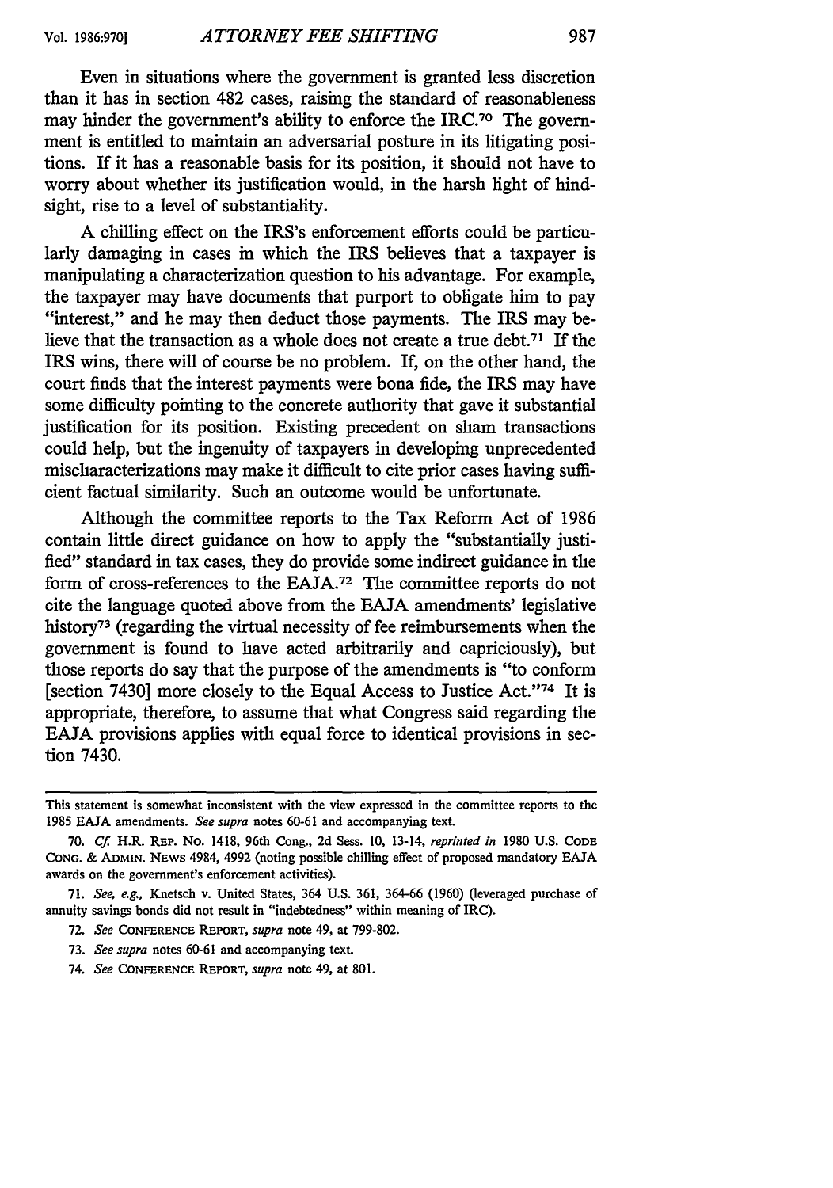Even in situations where the government is granted less discretion than it has in section 482 cases, raising the standard of reasonableness may hinder the government's ability to enforce the IRC.[70] The government is entitled to maintain an adversarial posture in its litigating positions. If it has a reasonable basis for its position, it should not have to worry about whether its justification would, in the harsh light of hindsight, rise to a level of substantiality.

A chilling effect on the IRS's enforcement efforts could be particularly damaging in cases in which the IRS believes that a taxpayer is manipulating a characterization question to his advantage. For example, the taxpayer may have documents that purport to obligate him to pay "interest," and he may then deduct those payments. The IRS may believe that the transaction as a whole does not create a true debt.[71] If the IRS wins, there will of course be no problem. If, on the other hand, the court finds that the interest payments were bona fide, the IRS may have some difficulty pointing to the concrete authority that gave it substantial justification for its position. Existing precedent on sham transactions could help, but the ingenuity of taxpayers in developing unprecedented mischaracterizations may make it difficult to cite prior cases having sufficient factual similarity. Such an outcome would be unfortunate.

Although the committee reports to the Tax Reform Act of 1986 contain little direct guidance on how to apply the "substantially justified" standard in tax cases, they do provide some indirect guidance in the form of cross-references to the EAJA.[72] The committee reports do not cite the language quoted above from the EAJA amendments' legislative history[73] (regarding the virtual necessity of fee reimbursements when the government is found to have acted arbitrarily and capriciously), but those reports do say that the purpose of the amendments is "to conform [section 7430] more closely to the Equal Access to Justice Act."[74] It is appropriate, therefore, to assume that what Congress said regarding the EAJA provisions applies with equal force to identical provisions in section 7430.

---

This statement is somewhat inconsistent with the view expressed in the committee reports to the 1985 EAJA amendments. *See supra* notes 60-61 and accompanying text.

70. *Cf.* H.R. REP. No. 1418, 96th Cong., 2d Sess. 10, 13-14, *reprinted in* 1980 U.S. CODE CONG. & ADMIN. NEWS 4984, 4992 (noting possible chilling effect of proposed mandatory EAJA awards on the government's enforcement activities).

71. *See, e.g.,* Knetsch v. United States, 364 U.S. 361, 364-66 (1960) (leveraged purchase of annuity savings bonds did not result in "indebtedness" within meaning of IRC).

72. *See* CONFERENCE REPORT, *supra* note 49, at 799-802.

73. *See supra* notes 60-61 and accompanying text.

74. *See* CONFERENCE REPORT, *supra* note 49, at 801.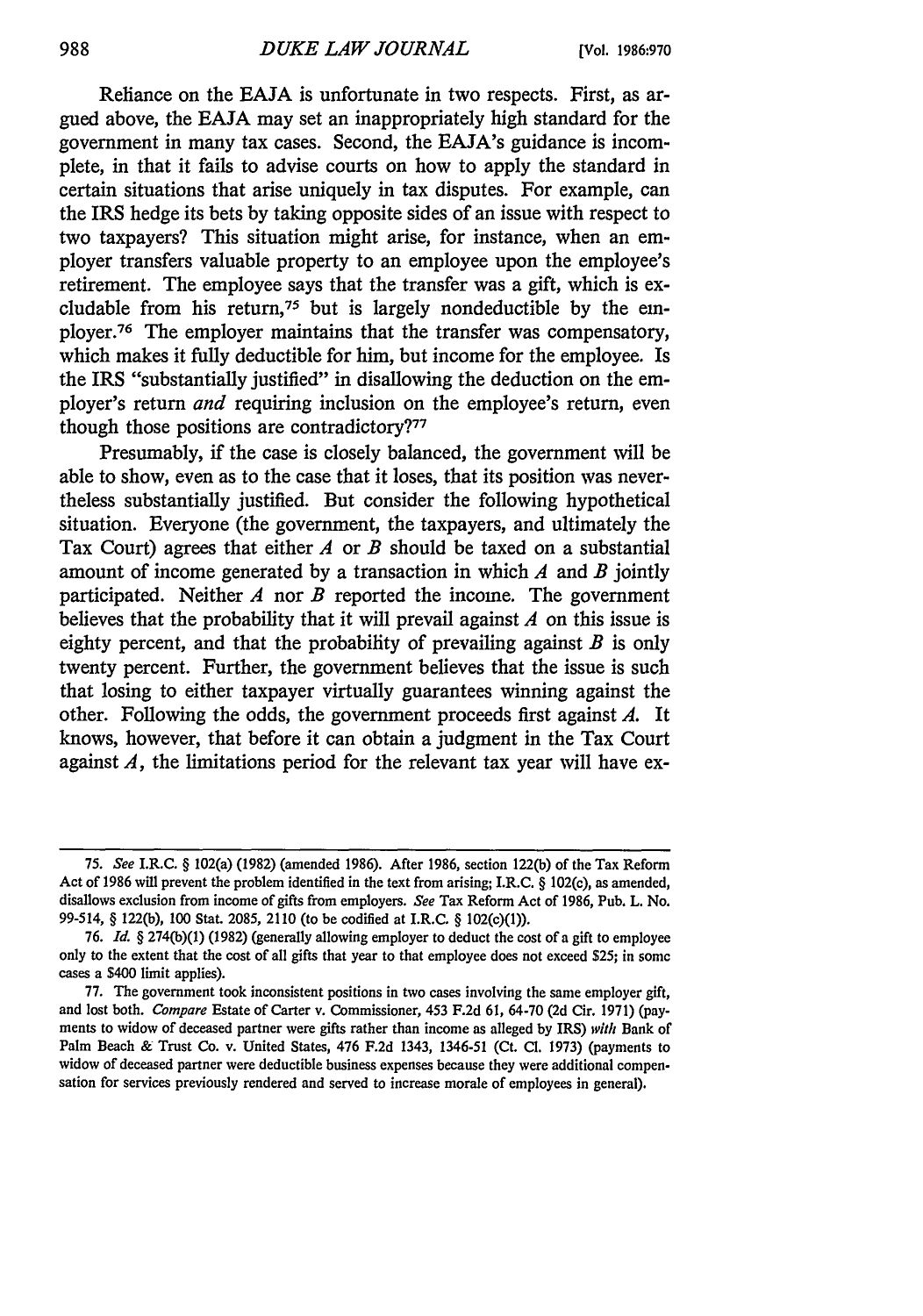Reliance on the EAJA is unfortunate in two respects. First, as argued above, the EAJA may set an inappropriately high standard for the government in many tax cases. Second, the EAJA's guidance is incomplete, in that it fails to advise courts on how to apply the standard in certain situations that arise uniquely in tax disputes. For example, can the IRS hedge its bets by taking opposite sides of an issue with respect to two taxpayers? This situation might arise, for instance, when an employer transfers valuable property to an employee upon the employee's retirement. The employee says that the transfer was a gift, which is excludable from his return,[75] but is largely nondeductible by the employer.[76] The employer maintains that the transfer was compensatory, which makes it fully deductible for him, but income for the employee. Is the IRS "substantially justified" in disallowing the deduction on the employer's return *and* requiring inclusion on the employee's return, even though those positions are contradictory?[77]

Presumably, if the case is closely balanced, the government will be able to show, even as to the case that it loses, that its position was nevertheless substantially justified. But consider the following hypothetical situation. Everyone (the government, the taxpayers, and ultimately the Tax Court) agrees that either *A* or *B* should be taxed on a substantial amount of income generated by a transaction in which *A* and *B* jointly participated. Neither *A* nor *B* reported the income. The government believes that the probability that it will prevail against *A* on this issue is eighty percent, and that the probability of prevailing against *B* is only twenty percent. Further, the government believes that the issue is such that losing to either taxpayer virtually guarantees winning against the other. Following the odds, the government proceeds first against *A*. It knows, however, that before it can obtain a judgment in the Tax Court against *A*, the limitations period for the relevant tax year will have ex-

---

75. *See* I.R.C. § 102(a) (1982) (amended 1986). After 1986, section 122(b) of the Tax Reform Act of 1986 will prevent the problem identified in the text from arising; I.R.C. § 102(c), as amended, disallows exclusion from income of gifts from employers. *See* Tax Reform Act of 1986, Pub. L. No. 99-514, § 122(b), 100 Stat. 2085, 2110 (to be codified at I.R.C. § 102(c)(1)).

76. *Id.* § 274(b)(1) (1982) (generally allowing employer to deduct the cost of a gift to employee only to the extent that the cost of all gifts that year to that employee does not exceed $25; in some cases a $400 limit applies).

77. The government took inconsistent positions in two cases involving the same employer gift, and lost both. *Compare* Estate of Carter v. Commissioner, 453 F.2d 61, 64-70 (2d Cir. 1971) (payments to widow of deceased partner were gifts rather than income as alleged by IRS) *with* Bank of Palm Beach & Trust Co. v. United States, 476 F.2d 1343, 1346-51 (Ct. Cl. 1973) (payments to widow of deceased partner were deductible business expenses because they were additional compensation for services previously rendered and served to increase morale of employees in general).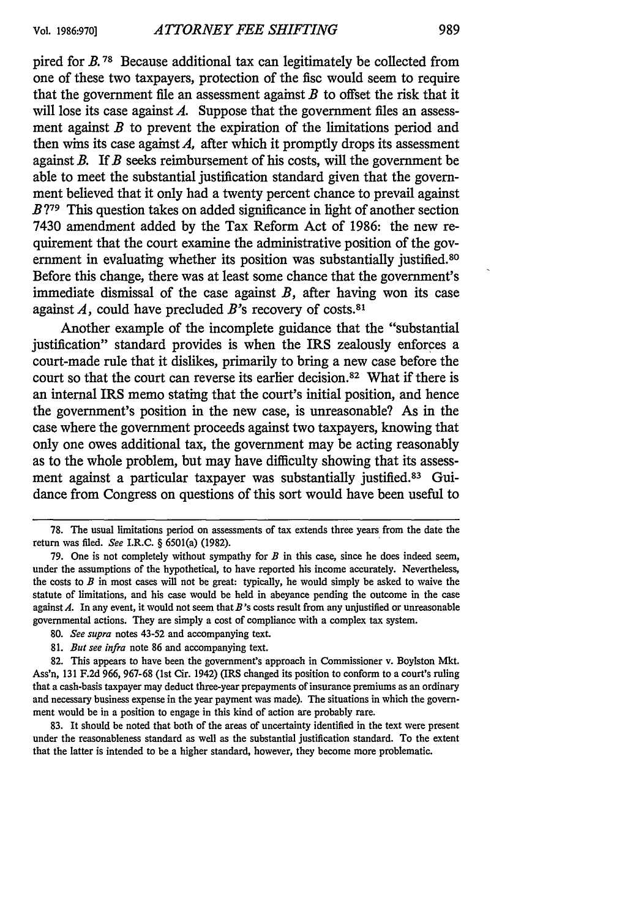pired for *B*.[78] Because additional tax can legitimately be collected from one of these two taxpayers, protection of the fisc would seem to require that the government file an assessment against *B* to offset the risk that it will lose its case against *A*. Suppose that the government files an assessment against *B* to prevent the expiration of the limitations period and then wins its case against *A*, after which it promptly drops its assessment against *B*. If *B* seeks reimbursement of his costs, will the government be able to meet the substantial justification standard given that the government believed that it only had a twenty percent chance to prevail against *B*?[79] This question takes on added significance in light of another section 7430 amendment added by the Tax Reform Act of 1986: the new requirement that the court examine the administrative position of the government in evaluating whether its position was substantially justified.[80] Before this change, there was at least some chance that the government's immediate dismissal of the case against *B*, after having won its case against *A*, could have precluded *B*'s recovery of costs.[81]

Another example of the incomplete guidance that the "substantial justification" standard provides is when the IRS zealously enforces a court-made rule that it dislikes, primarily to bring a new case before the court so that the court can reverse its earlier decision.[82] What if there is an internal IRS memo stating that the court's initial position, and hence the government's position in the new case, is unreasonable? As in the case where the government proceeds against two taxpayers, knowing that only one owes additional tax, the government may be acting reasonably as to the whole problem, but may have difficulty showing that its assessment against a particular taxpayer was substantially justified.[83] Guidance from Congress on questions of this sort would have been useful to

---

78. The usual limitations period on assessments of tax extends three years from the date the return was filed. *See* I.R.C. § 6501(a) (1982).

79. One is not completely without sympathy for *B* in this case, since he does indeed seem, under the assumptions of the hypothetical, to have reported his income accurately. Nevertheless, the costs to *B* in most cases will not be great: typically, he would simply be asked to waive the statute of limitations, and his case would be held in abeyance pending the outcome in the case against *A*. In any event, it would not seem that *B*'s costs result from any unjustified or unreasonable governmental actions. They are simply a cost of compliance with a complex tax system.

80. *See supra* notes 43-52 and accompanying text.

81. *But see infra* note 86 and accompanying text.

82. This appears to have been the government's approach in Commissioner v. Boylston Mkt. Ass'n, 131 F.2d 966, 967-68 (1st Cir. 1942) (IRS changed its position to conform to a court's ruling that a cash-basis taxpayer may deduct three-year prepayments of insurance premiums as an ordinary and necessary business expense in the year payment was made). The situations in which the government would be in a position to engage in this kind of action are probably rare.

83. It should be noted that both of the areas of uncertainty identified in the text were present under the reasonableness standard as well as the substantial justification standard. To the extent that the latter is intended to be a higher standard, however, they become more problematic.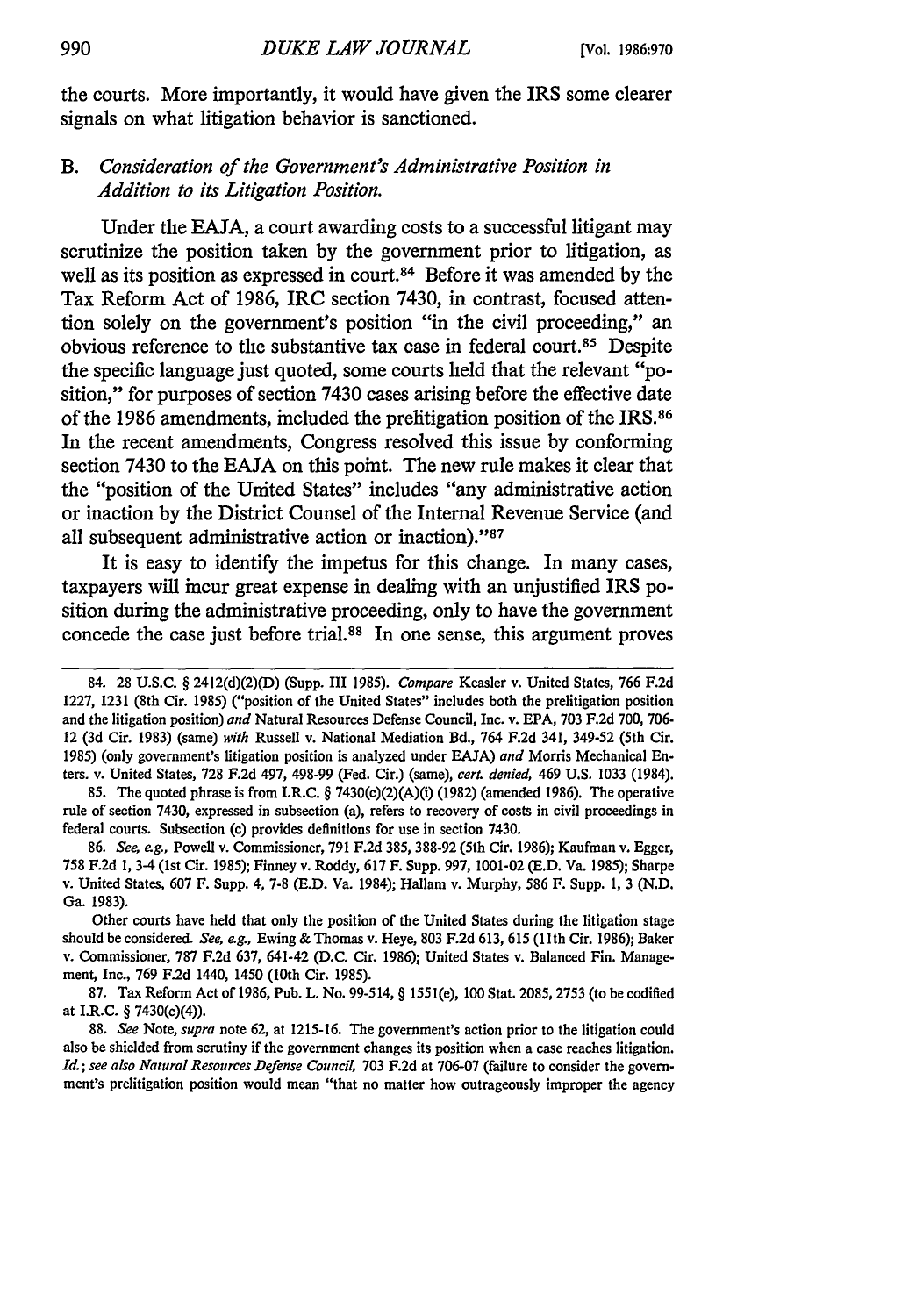the courts. More importantly, it would have given the IRS some clearer signals on what litigation behavior is sanctioned.

### B. *Consideration of the Government's Administrative Position in Addition to its Litigation Position.*

Under the EAJA, a court awarding costs to a successful litigant may scrutinize the position taken by the government prior to litigation, as well as its position as expressed in court.[84] Before it was amended by the Tax Reform Act of 1986, IRC section 7430, in contrast, focused attention solely on the government's position "in the civil proceeding," an obvious reference to the substantive tax case in federal court.[85] Despite the specific language just quoted, some courts held that the relevant "position," for purposes of section 7430 cases arising before the effective date of the 1986 amendments, included the prelitigation position of the IRS.[86] In the recent amendments, Congress resolved this issue by conforming section 7430 to the EAJA on this point. The new rule makes it clear that the "position of the United States" includes "any administrative action or inaction by the District Counsel of the Internal Revenue Service (and all subsequent administrative action or inaction)."[87]

It is easy to identify the impetus for this change. In many cases, taxpayers will incur great expense in dealing with an unjustified IRS position during the administrative proceeding, only to have the government concede the case just before trial.[88] In one sense, this argument proves

---

84. 28 U.S.C. § 2412(d)(2)(D) (Supp. III 1985). *Compare* Keasler v. United States, 766 F.2d 1227, 1231 (8th Cir. 1985) ("position of the United States" includes both the prelitigation position and the litigation position) *and* Natural Resources Defense Council, Inc. v. EPA, 703 F.2d 700, 706-12 (3d Cir. 1983) (same) *with* Russell v. National Mediation Bd., 764 F.2d 341, 349-52 (5th Cir. 1985) (only government's litigation position is analyzed under EAJA) *and* Morris Mechanical Enters. v. United States, 728 F.2d 497, 498-99 (Fed. Cir.) (same), *cert. denied*, 469 U.S. 1033 (1984).

85. The quoted phrase is from I.R.C. § 7430(c)(2)(A)(i) (1982) (amended 1986). The operative rule of section 7430, expressed in subsection (a), refers to recovery of costs in civil proceedings in federal courts. Subsection (c) provides definitions for use in section 7430.

86. *See, e.g.*, Powell v. Commissioner, 791 F.2d 385, 388-92 (5th Cir. 1986); Kaufman v. Egger, 758 F.2d 1, 3-4 (1st Cir. 1985); Finney v. Roddy, 617 F. Supp. 997, 1001-02 (E.D. Va. 1985); Sharpe v. United States, 607 F. Supp. 4, 7-8 (E.D. Va. 1984); Hallam v. Murphy, 586 F. Supp. 1, 3 (N.D. Ga. 1983).

Other courts have held that only the position of the United States during the litigation stage should be considered. *See, e.g.*, Ewing & Thomas v. Heye, 803 F.2d 613, 615 (11th Cir. 1986); Baker v. Commissioner, 787 F.2d 637, 641-42 (D.C. Cir. 1986); United States v. Balanced Fin. Management, Inc., 769 F.2d 1440, 1450 (10th Cir. 1985).

87. Tax Reform Act of 1986, Pub. L. No. 99-514, § 1551(e), 100 Stat. 2085, 2753 (to be codified at I.R.C. § 7430(c)(4)).

88. *See* Note, *supra* note 62, at 1215-16. The government's action prior to the litigation could also be shielded from scrutiny if the government changes its position when a case reaches litigation. *Id.*; *see also Natural Resources Defense Council*, 703 F.2d at 706-07 (failure to consider the government's prelitigation position would mean "that no matter how outrageously improper the agency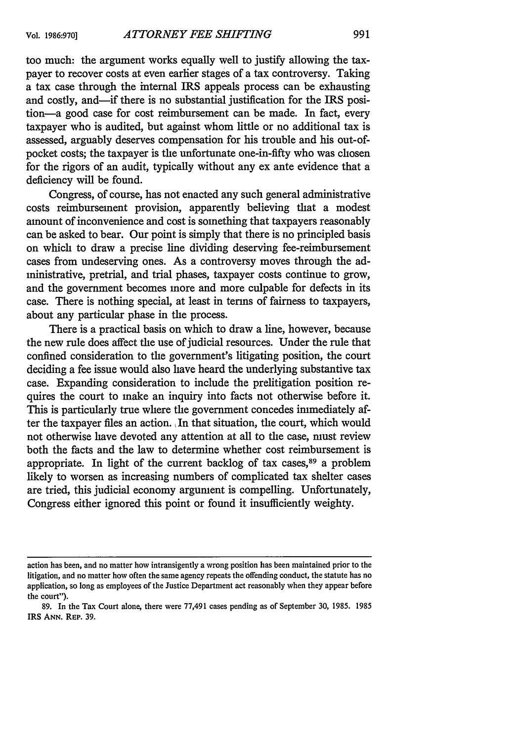too much: the argument works equally well to justify allowing the taxpayer to recover costs at even earlier stages of a tax controversy. Taking a tax case through the internal IRS appeals process can be exhausting and costly, and—if there is no substantial justification for the IRS position—a good case for cost reimbursement can be made. In fact, every taxpayer who is audited, but against whom little or no additional tax is assessed, arguably deserves compensation for his trouble and his out-of-pocket costs; the taxpayer is the unfortunate one-in-fifty who was chosen for the rigors of an audit, typically without any ex ante evidence that a deficiency will be found.

Congress, of course, has not enacted any such general administrative costs reimbursement provision, apparently believing that a modest amount of inconvenience and cost is something that taxpayers reasonably can be asked to bear. Our point is simply that there is no principled basis on which to draw a precise line dividing deserving fee-reimbursement cases from undeserving ones. As a controversy moves through the administrative, pretrial, and trial phases, taxpayer costs continue to grow, and the government becomes more and more culpable for defects in its case. There is nothing special, at least in terms of fairness to taxpayers, about any particular phase in the process.

There is a practical basis on which to draw a line, however, because the new rule does affect the use of judicial resources. Under the rule that confined consideration to the government's litigating position, the court deciding a fee issue would also have heard the underlying substantive tax case. Expanding consideration to include the prelitigation position requires the court to make an inquiry into facts not otherwise before it. This is particularly true where the government concedes immediately after the taxpayer files an action. In that situation, the court, which would not otherwise have devoted any attention at all to the case, must review both the facts and the law to determine whether cost reimbursement is appropriate. In light of the current backlog of tax cases,[89] a problem likely to worsen as increasing numbers of complicated tax shelter cases are tried, this judicial economy argument is compelling. Unfortunately, Congress either ignored this point or found it insufficiently weighty.

---

action has been, and no matter how intransigently a wrong position has been maintained prior to the litigation, and no matter how often the same agency repeats the offending conduct, the statute has no application, so long as employees of the Justice Department act reasonably when they appear before the court").

89. In the Tax Court alone, there were 77,491 cases pending as of September 30, 1985. 1985 IRS ANN. REP. 39.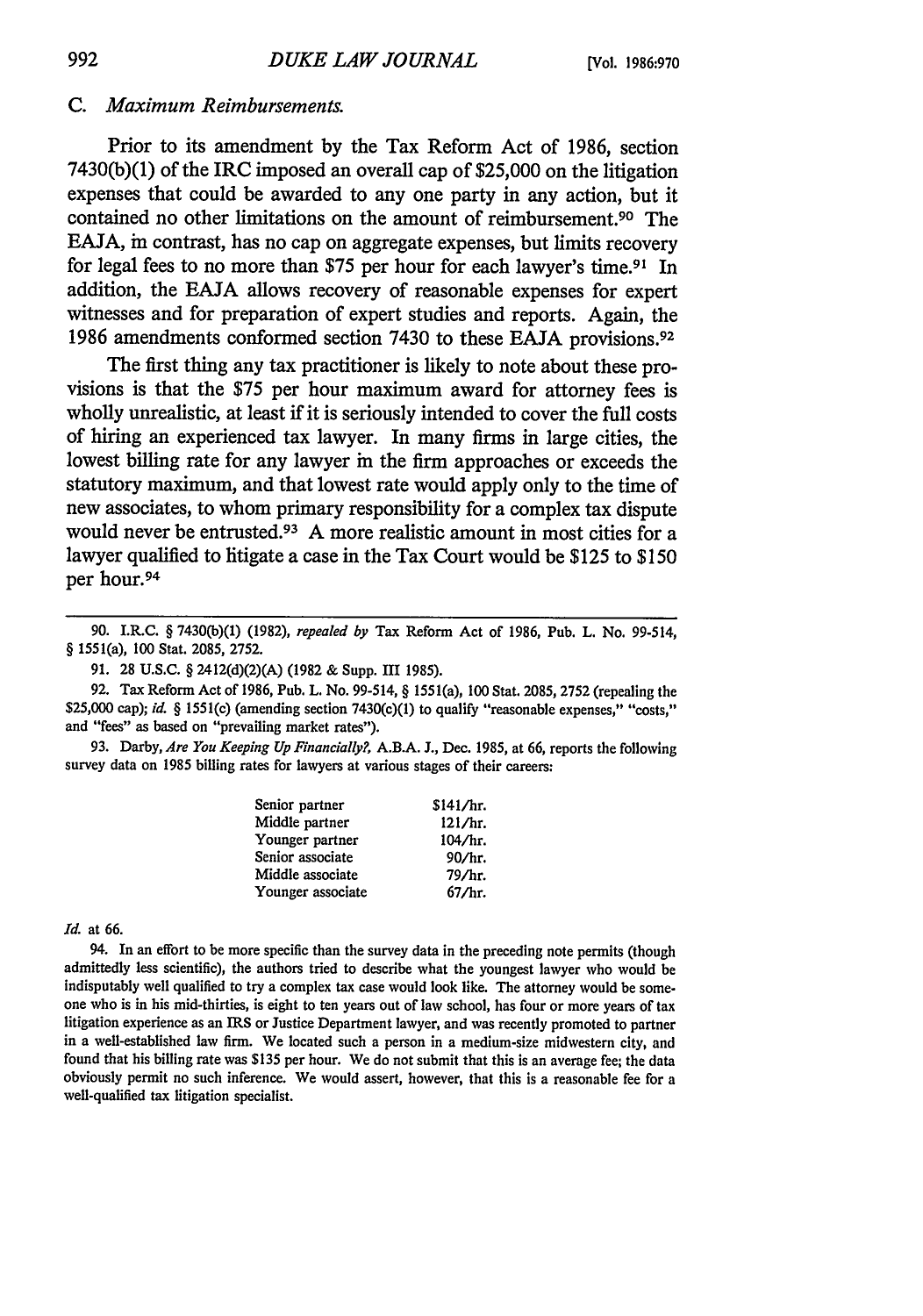### C. *Maximum Reimbursements.*

Prior to its amendment by the Tax Reform Act of 1986, section 7430(b)(1) of the IRC imposed an overall cap of $25,000 on the litigation expenses that could be awarded to any one party in any action, but it contained no other limitations on the amount of reimbursement.[90] The EAJA, in contrast, has no cap on aggregate expenses, but limits recovery for legal fees to no more than $75 per hour for each lawyer's time.[91] In addition, the EAJA allows recovery of reasonable expenses for expert witnesses and for preparation of expert studies and reports. Again, the 1986 amendments conformed section 7430 to these EAJA provisions.[92]

The first thing any tax practitioner is likely to note about these provisions is that the $75 per hour maximum award for attorney fees is wholly unrealistic, at least if it is seriously intended to cover the full costs of hiring an experienced tax lawyer. In many firms in large cities, the lowest billing rate for any lawyer in the firm approaches or exceeds the statutory maximum, and that lowest rate would apply only to the time of new associates, to whom primary responsibility for a complex tax dispute would never be entrusted.[93] A more realistic amount in most cities for a lawyer qualified to litigate a case in the Tax Court would be $125 to $150 per hour.[94]

---

90. I.R.C. § 7430(b)(1) (1982), *repealed by* Tax Reform Act of 1986, Pub. L. No. 99-514, § 1551(a), 100 Stat. 2085, 2752.

91. 28 U.S.C. § 2412(d)(2)(A) (1982 & Supp. III 1985).

92. Tax Reform Act of 1986, Pub. L. No. 99-514, § 1551(a), 100 Stat. 2085, 2752 (repealing the $25,000 cap); *id.* § 1551(c) (amending section 7430(c)(1) to qualify "reasonable expenses," "costs," and "fees" as based on "prevailing market rates").

93. Darby, *Are You Keeping Up Financially?*, A.B.A. J., Dec. 1985, at 66, reports the following survey data on 1985 billing rates for lawyers at various stages of their careers:

| | |
|---|---|
| Senior partner | $141/hr. |
| Middle partner | 121/hr. |
| Younger partner | 104/hr. |
| Senior associate | 90/hr. |
| Middle associate | 79/hr. |
| Younger associate | 67/hr. |

*Id.* at 66.

94. In an effort to be more specific than the survey data in the preceding note permits (though admittedly less scientific), the authors tried to describe what the youngest lawyer who would be indisputably well qualified to try a complex tax case would look like. The attorney would be someone who is in his mid-thirties, is eight to ten years out of law school, has four or more years of tax litigation experience as an IRS or Justice Department lawyer, and was recently promoted to partner in a well-established law firm. We located such a person in a medium-size midwestern city, and found that his billing rate was $135 per hour. We do not submit that this is an average fee; the data obviously permit no such inference. We would assert, however, that this is a reasonable fee for a well-qualified tax litigation specialist.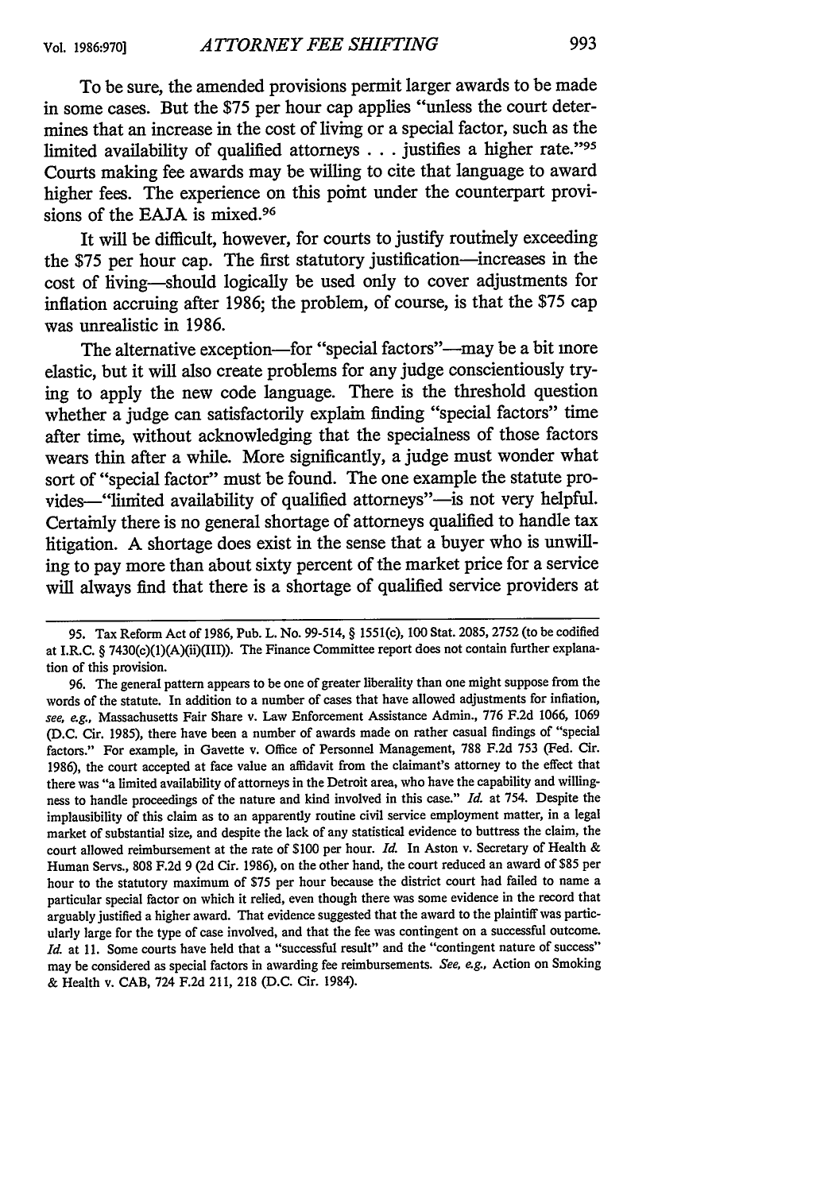To be sure, the amended provisions permit larger awards to be made in some cases. But the $75 per hour cap applies "unless the court determines that an increase in the cost of living or a special factor, such as the limited availability of qualified attorneys . . . justifies a higher rate."[95] Courts making fee awards may be willing to cite that language to award higher fees. The experience on this point under the counterpart provisions of the EAJA is mixed.[96]

It will be difficult, however, for courts to justify routinely exceeding the $75 per hour cap. The first statutory justification—increases in the cost of living—should logically be used only to cover adjustments for inflation accruing after 1986; the problem, of course, is that the $75 cap was unrealistic in 1986.

The alternative exception—for "special factors"—may be a bit more elastic, but it will also create problems for any judge conscientiously trying to apply the new code language. There is the threshold question whether a judge can satisfactorily explain finding "special factors" time after time, without acknowledging that the specialness of those factors wears thin after a while. More significantly, a judge must wonder what sort of "special factor" must be found. The one example the statute provides—"limited availability of qualified attorneys"—is not very helpful. Certainly there is no general shortage of attorneys qualified to handle tax litigation. A shortage does exist in the sense that a buyer who is unwilling to pay more than about sixty percent of the market price for a service will always find that there is a shortage of qualified service providers at

---

95. Tax Reform Act of 1986, Pub. L. No. 99-514, § 1551(c), 100 Stat. 2085, 2752 (to be codified at I.R.C. § 7430(c)(1)(A)(ii)(III)). The Finance Committee report does not contain further explanation of this provision.

96. The general pattern appears to be one of greater liberality than one might suppose from the words of the statute. In addition to a number of cases that have allowed adjustments for inflation, *see, e.g.*, Massachusetts Fair Share v. Law Enforcement Assistance Admin., 776 F.2d 1066, 1069 (D.C. Cir. 1985), there have been a number of awards made on rather casual findings of "special factors." For example, in Gavette v. Office of Personnel Management, 788 F.2d 753 (Fed. Cir. 1986), the court accepted at face value an affidavit from the claimant's attorney to the effect that there was "a limited availability of attorneys in the Detroit area, who have the capability and willingness to handle proceedings of the nature and kind involved in this case." *Id.* at 754. Despite the implausibility of this claim as to an apparently routine civil service employment matter, in a legal market of substantial size, and despite the lack of any statistical evidence to buttress the claim, the court allowed reimbursement at the rate of $100 per hour. *Id.* In Aston v. Secretary of Health & Human Servs., 808 F.2d 9 (2d Cir. 1986), on the other hand, the court reduced an award of $85 per hour to the statutory maximum of $75 per hour because the district court had failed to name a particular special factor on which it relied, even though there was some evidence in the record that arguably justified a higher award. That evidence suggested that the award to the plaintiff was particularly large for the type of case involved, and that the fee was contingent on a successful outcome. *Id.* at 11. Some courts have held that a "successful result" and the "contingent nature of success" may be considered as special factors in awarding fee reimbursements. *See, e.g.*, Action on Smoking & Health v. CAB, 724 F.2d 211, 218 (D.C. Cir. 1984).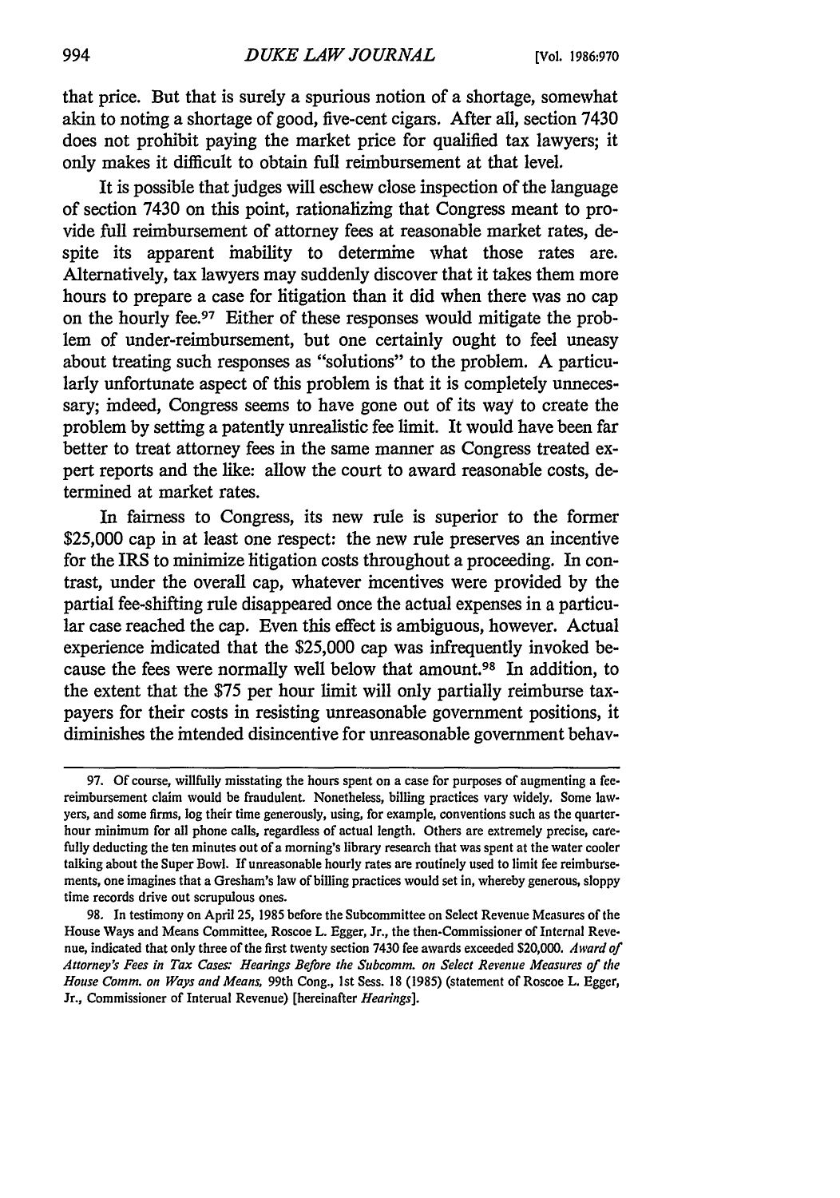that price. But that is surely a spurious notion of a shortage, somewhat akin to noting a shortage of good, five-cent cigars. After all, section 7430 does not prohibit paying the market price for qualified tax lawyers; it only makes it difficult to obtain full reimbursement at that level.

It is possible that judges will eschew close inspection of the language of section 7430 on this point, rationalizing that Congress meant to provide full reimbursement of attorney fees at reasonable market rates, despite its apparent inability to determine what those rates are. Alternatively, tax lawyers may suddenly discover that it takes them more hours to prepare a case for litigation than it did when there was no cap on the hourly fee.[97] Either of these responses would mitigate the problem of under-reimbursement, but one certainly ought to feel uneasy about treating such responses as "solutions" to the problem. A particularly unfortunate aspect of this problem is that it is completely unnecessary; indeed, Congress seems to have gone out of its way to create the problem by setting a patently unrealistic fee limit. It would have been far better to treat attorney fees in the same manner as Congress treated expert reports and the like: allow the court to award reasonable costs, determined at market rates.

In fairness to Congress, its new rule is superior to the former $25,000 cap in at least one respect: the new rule preserves an incentive for the IRS to minimize litigation costs throughout a proceeding. In contrast, under the overall cap, whatever incentives were provided by the partial fee-shifting rule disappeared once the actual expenses in a particular case reached the cap. Even this effect is ambiguous, however. Actual experience indicated that the $25,000 cap was infrequently invoked because the fees were normally well below that amount.[98] In addition, to the extent that the $75 per hour limit will only partially reimburse taxpayers for their costs in resisting unreasonable government positions, it diminishes the intended disincentive for unreasonable government behav-

---

97. Of course, willfully misstating the hours spent on a case for purposes of augmenting a fee-reimbursement claim would be fraudulent. Nonetheless, billing practices vary widely. Some lawyers, and some firms, log their time generously, using, for example, conventions such as the quarter-hour minimum for all phone calls, regardless of actual length. Others are extremely precise, carefully deducting the ten minutes out of a morning's library research that was spent at the water cooler talking about the Super Bowl. If unreasonable hourly rates are routinely used to limit fee reimbursements, one imagines that a Gresham's law of billing practices would set in, whereby generous, sloppy time records drive out scrupulous ones.

98. In testimony on April 25, 1985 before the Subcommittee on Select Revenue Measures of the House Ways and Means Committee, Roscoe L. Egger, Jr., the then-Commissioner of Internal Revenue, indicated that only three of the first twenty section 7430 fee awards exceeded $20,000. *Award of Attorney's Fees in Tax Cases: Hearings Before the Subcomm. on Select Revenue Measures of the House Comm. on Ways and Means*, 99th Cong., 1st Sess. 18 (1985) (statement of Roscoe L. Egger, Jr., Commissioner of Internal Revenue) [hereinafter *Hearings*].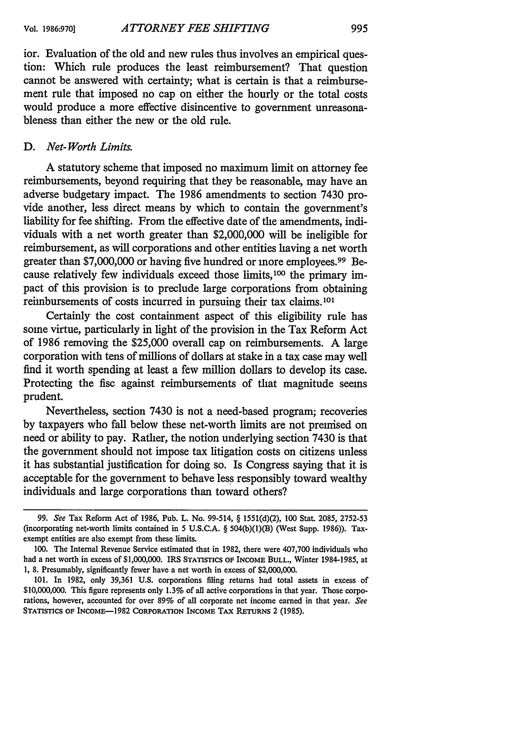ior. Evaluation of the old and new rules thus involves an empirical question: Which rule produces the least reimbursement? That question cannot be answered with certainty; what is certain is that a reimbursement rule that imposed no cap on either the hourly or the total costs would produce a more effective disincentive to government unreasonableness than either the new or the old rule.

### D. *Net-Worth Limits.*

A statutory scheme that imposed no maximum limit on attorney fee reimbursements, beyond requiring that they be reasonable, may have an adverse budgetary impact. The 1986 amendments to section 7430 provide another, less direct means by which to contain the government's liability for fee shifting. From the effective date of the amendments, individuals with a net worth greater than $2,000,000 will be ineligible for reimbursement, as will corporations and other entities having a net worth greater than $7,000,000 or having five hundred or more employees.[99] Because relatively few individuals exceed those limits,[100] the primary impact of this provision is to preclude large corporations from obtaining reimbursements of costs incurred in pursuing their tax claims.[101]

Certainly the cost containment aspect of this eligibility rule has some virtue, particularly in light of the provision in the Tax Reform Act of 1986 removing the $25,000 overall cap on reimbursements. A large corporation with tens of millions of dollars at stake in a tax case may well find it worth spending at least a few million dollars to develop its case. Protecting the fisc against reimbursements of that magnitude seems prudent.

Nevertheless, section 7430 is not a need-based program; recoveries by taxpayers who fall below these net-worth limits are not premised on need or ability to pay. Rather, the notion underlying section 7430 is that the government should not impose tax litigation costs on citizens unless it has substantial justification for doing so. Is Congress saying that it is acceptable for the government to behave less responsibly toward wealthy individuals and large corporations than toward others?

---

99. *See* Tax Reform Act of 1986, Pub. L. No. 99-514, § 1551(d)(2), 100 Stat. 2085, 2752-53 (incorporating net-worth limits contained in 5 U.S.C.A. § 504(b)(1)(B) (West Supp. 1986)). Tax-exempt entities are also exempt from these limits.

100. The Internal Revenue Service estimated that in 1982, there were 407,700 individuals who had a net worth in excess of $1,000,000. IRS STATISTICS OF INCOME BULL., Winter 1984-1985, at 1, 8. Presumably, significantly fewer have a net worth in excess of $2,000,000.

101. In 1982, only 39,361 U.S. corporations filing returns had total assets in excess of $10,000,000. This figure represents only 1.3% of all active corporations in that year. Those corporations, however, accounted for over 89% of all corporate net income earned in that year. *See* STATISTICS OF INCOME—1982 CORPORATION INCOME TAX RETURNS 2 (1985).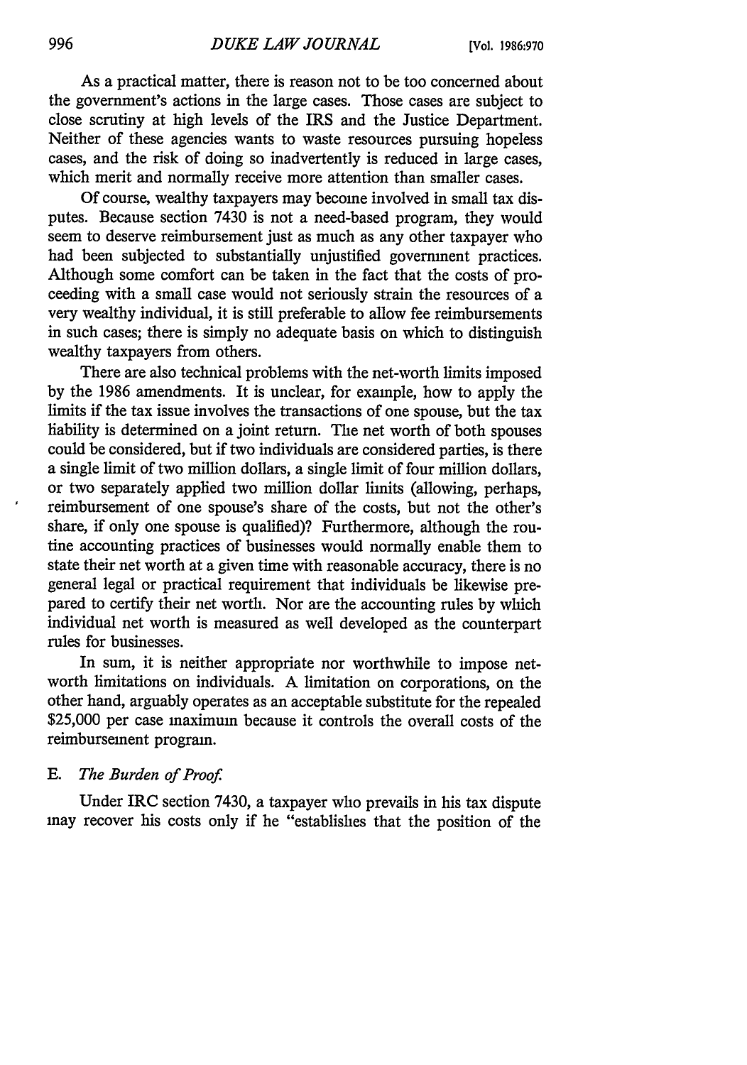As a practical matter, there is reason not to be too concerned about the government's actions in the large cases. Those cases are subject to close scrutiny at high levels of the IRS and the Justice Department. Neither of these agencies wants to waste resources pursuing hopeless cases, and the risk of doing so inadvertently is reduced in large cases, which merit and normally receive more attention than smaller cases.

Of course, wealthy taxpayers may become involved in small tax disputes. Because section 7430 is not a need-based program, they would seem to deserve reimbursement just as much as any other taxpayer who had been subjected to substantially unjustified government practices. Although some comfort can be taken in the fact that the costs of proceeding with a small case would not seriously strain the resources of a very wealthy individual, it is still preferable to allow fee reimbursements in such cases; there is simply no adequate basis on which to distinguish wealthy taxpayers from others.

There are also technical problems with the net-worth limits imposed by the 1986 amendments. It is unclear, for example, how to apply the limits if the tax issue involves the transactions of one spouse, but the tax liability is determined on a joint return. The net worth of both spouses could be considered, but if two individuals are considered parties, is there a single limit of two million dollars, a single limit of four million dollars, or two separately applied two million dollar limits (allowing, perhaps, reimbursement of one spouse's share of the costs, but not the other's share, if only one spouse is qualified)? Furthermore, although the routine accounting practices of businesses would normally enable them to state their net worth at a given time with reasonable accuracy, there is no general legal or practical requirement that individuals be likewise prepared to certify their net worth. Nor are the accounting rules by which individual net worth is measured as well developed as the counterpart rules for businesses.

In sum, it is neither appropriate nor worthwhile to impose net-worth limitations on individuals. A limitation on corporations, on the other hand, arguably operates as an acceptable substitute for the repealed $25,000 per case maximum because it controls the overall costs of the reimbursement program.

### E. *The Burden of Proof.*

Under IRC section 7430, a taxpayer who prevails in his tax dispute may recover his costs only if he "establishes that the position of the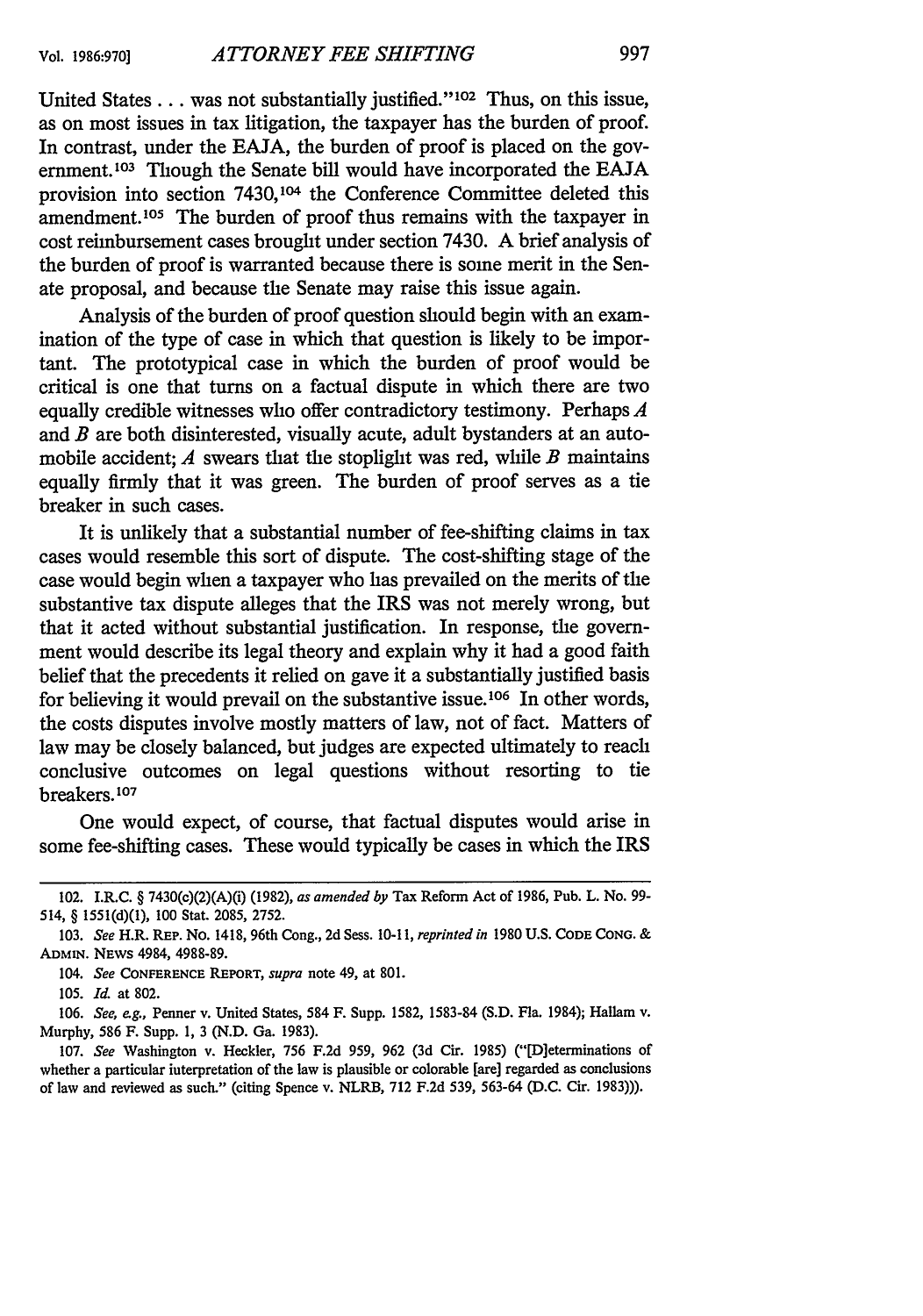United States . . . was not substantially justified."[102] Thus, on this issue, as on most issues in tax litigation, the taxpayer has the burden of proof. In contrast, under the EAJA, the burden of proof is placed on the government.[103] Though the Senate bill would have incorporated the EAJA provision into section 7430,[104] the Conference Committee deleted this amendment.[105] The burden of proof thus remains with the taxpayer in cost reimbursement cases brought under section 7430. A brief analysis of the burden of proof is warranted because there is some merit in the Senate proposal, and because the Senate may raise this issue again.

Analysis of the burden of proof question should begin with an examination of the type of case in which that question is likely to be important. The prototypical case in which the burden of proof would be critical is one that turns on a factual dispute in which there are two equally credible witnesses who offer contradictory testimony. Perhaps *A* and *B* are both disinterested, visually acute, adult bystanders at an automobile accident; *A* swears that the stoplight was red, while *B* maintains equally firmly that it was green. The burden of proof serves as a tie breaker in such cases.

It is unlikely that a substantial number of fee-shifting claims in tax cases would resemble this sort of dispute. The cost-shifting stage of the case would begin when a taxpayer who has prevailed on the merits of the substantive tax dispute alleges that the IRS was not merely wrong, but that it acted without substantial justification. In response, the government would describe its legal theory and explain why it had a good faith belief that the precedents it relied on gave it a substantially justified basis for believing it would prevail on the substantive issue.[106] In other words, the costs disputes involve mostly matters of law, not of fact. Matters of law may be closely balanced, but judges are expected ultimately to reach conclusive outcomes on legal questions without resorting to tie breakers.[107]

One would expect, of course, that factual disputes would arise in some fee-shifting cases. These would typically be cases in which the IRS

---

102. I.R.C. § 7430(c)(2)(A)(i) (1982), *as amended by* Tax Reform Act of 1986, Pub. L. No. 99-514, § 1551(d)(1), 100 Stat. 2085, 2752.

103. *See* H.R. REP. NO. 1418, 96th Cong., 2d Sess. 10-11, *reprinted in* 1980 U.S. CODE CONG. & ADMIN. NEWS 4984, 4988-89.

104. *See* CONFERENCE REPORT, *supra* note 49, at 801.

105. *Id.* at 802.

106. *See, e.g.*, Penner v. United States, 584 F. Supp. 1582, 1583-84 (S.D. Fla. 1984); Hallam v. Murphy, 586 F. Supp. 1, 3 (N.D. Ga. 1983).

107. *See* Washington v. Heckler, 756 F.2d 959, 962 (3d Cir. 1985) ("[D]eterminations of whether a particular interpretation of the law is plausible or colorable [are] regarded as conclusions of law and reviewed as such." (citing Spence v. NLRB, 712 F.2d 539, 563-64 (D.C. Cir. 1983))).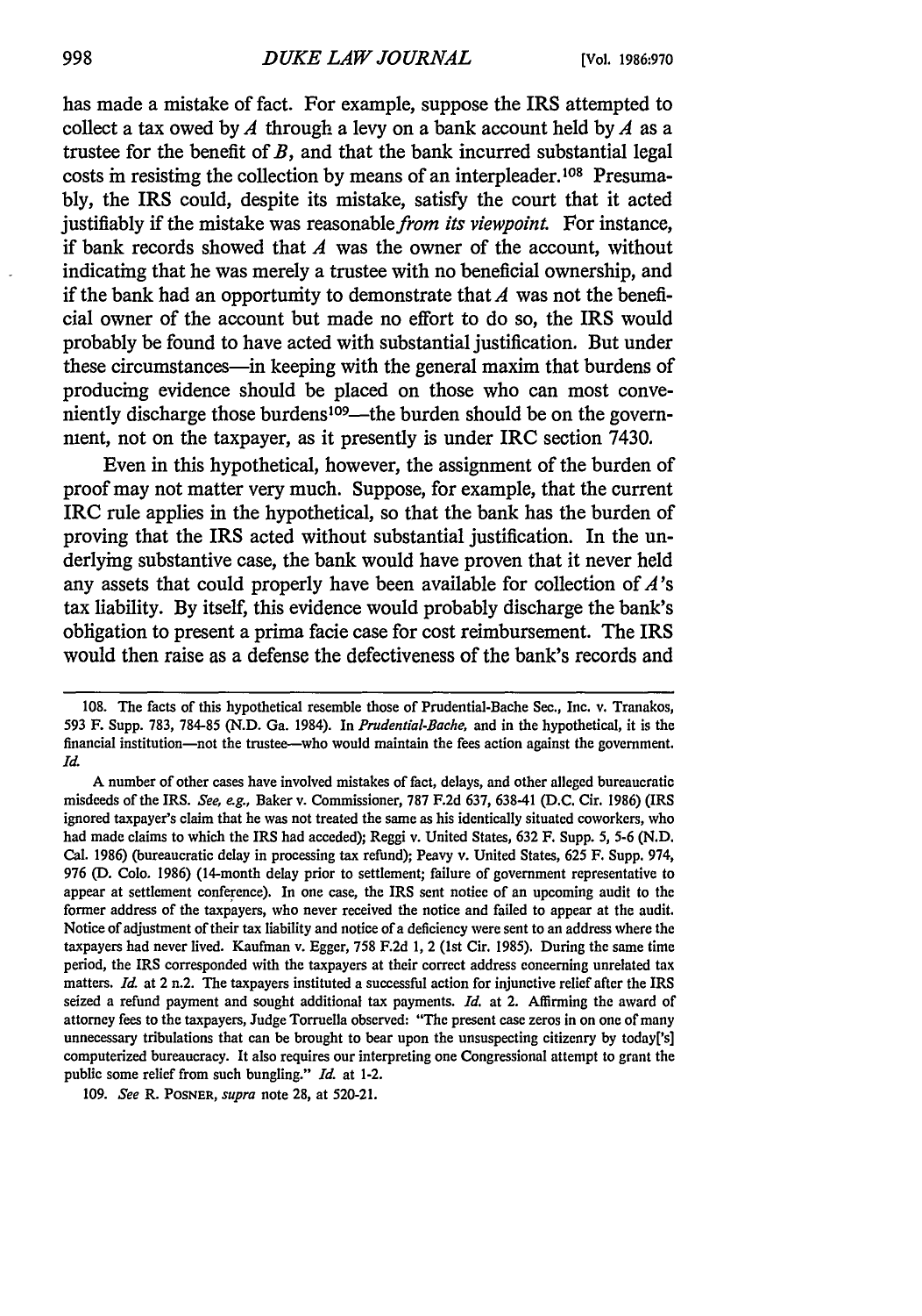has made a mistake of fact. For example, suppose the IRS attempted to collect a tax owed by *A* through a levy on a bank account held by *A* as a trustee for the benefit of *B*, and that the bank incurred substantial legal costs in resisting the collection by means of an interpleader.[108] Presumably, the IRS could, despite its mistake, satisfy the court that it acted justifiably if the mistake was reasonable *from its viewpoint.* For instance, if bank records showed that *A* was the owner of the account, without indicating that he was merely a trustee with no beneficial ownership, and if the bank had an opportunity to demonstrate that *A* was not the beneficial owner of the account but made no effort to do so, the IRS would probably be found to have acted with substantial justification. But under these circumstances—in keeping with the general maxim that burdens of producing evidence should be placed on those who can most conveniently discharge those burdens[109]—the burden should be on the government, not on the taxpayer, as it presently is under IRC section 7430.

Even in this hypothetical, however, the assignment of the burden of proof may not matter very much. Suppose, for example, that the current IRC rule applies in the hypothetical, so that the bank has the burden of proving that the IRS acted without substantial justification. In the underlying substantive case, the bank would have proven that it never held any assets that could properly have been available for collection of *A*'s tax liability. By itself, this evidence would probably discharge the bank's obligation to present a prima facie case for cost reimbursement. The IRS would then raise as a defense the defectiveness of the bank's records and

---

108. The facts of this hypothetical resemble those of Prudential-Bache Sec., Inc. v. Tranakos, 593 F. Supp. 783, 784-85 (N.D. Ga. 1984). In *Prudential-Bache,* and in the hypothetical, it is the financial institution—not the trustee—who would maintain the fees action against the government. *Id.*

A number of other cases have involved mistakes of fact, delays, and other alleged bureaucratic misdeeds of the IRS. *See, e.g.,* Baker v. Commissioner, 787 F.2d 637, 638-41 (D.C. Cir. 1986) (IRS ignored taxpayer's claim that he was not treated the same as his identically situated coworkers, who had made claims to which the IRS had acceded); Reggi v. United States, 632 F. Supp. 5, 5-6 (N.D. Cal. 1986) (bureaucratic delay in processing tax refund); Peavy v. United States, 625 F. Supp. 974, 976 (D. Colo. 1986) (14-month delay prior to settlement; failure of government representative to appear at settlement conference). In one case, the IRS sent notice of an upcoming audit to the former address of the taxpayers, who never received the notice and failed to appear at the audit. Notice of adjustment of their tax liability and notice of a deficiency were sent to an address where the taxpayers had never lived. Kaufman v. Egger, 758 F.2d 1, 2 (1st Cir. 1985). During the same time period, the IRS corresponded with the taxpayers at their correct address concerning unrelated tax matters. *Id.* at 2 n.2. The taxpayers instituted a successful action for injunctive relief after the IRS seized a refund payment and sought additional tax payments. *Id.* at 2. Affirming the award of attorney fees to the taxpayers, Judge Torruella observed: "The present case zeros in on one of many unnecessary tribulations that can be brought to bear upon the unsuspecting citizenry by today['s] computerized bureaucracy. It also requires our interpreting one Congressional attempt to grant the public some relief from such bungling." *Id.* at 1-2.

109. *See* R. POSNER, *supra* note 28, at 520-21.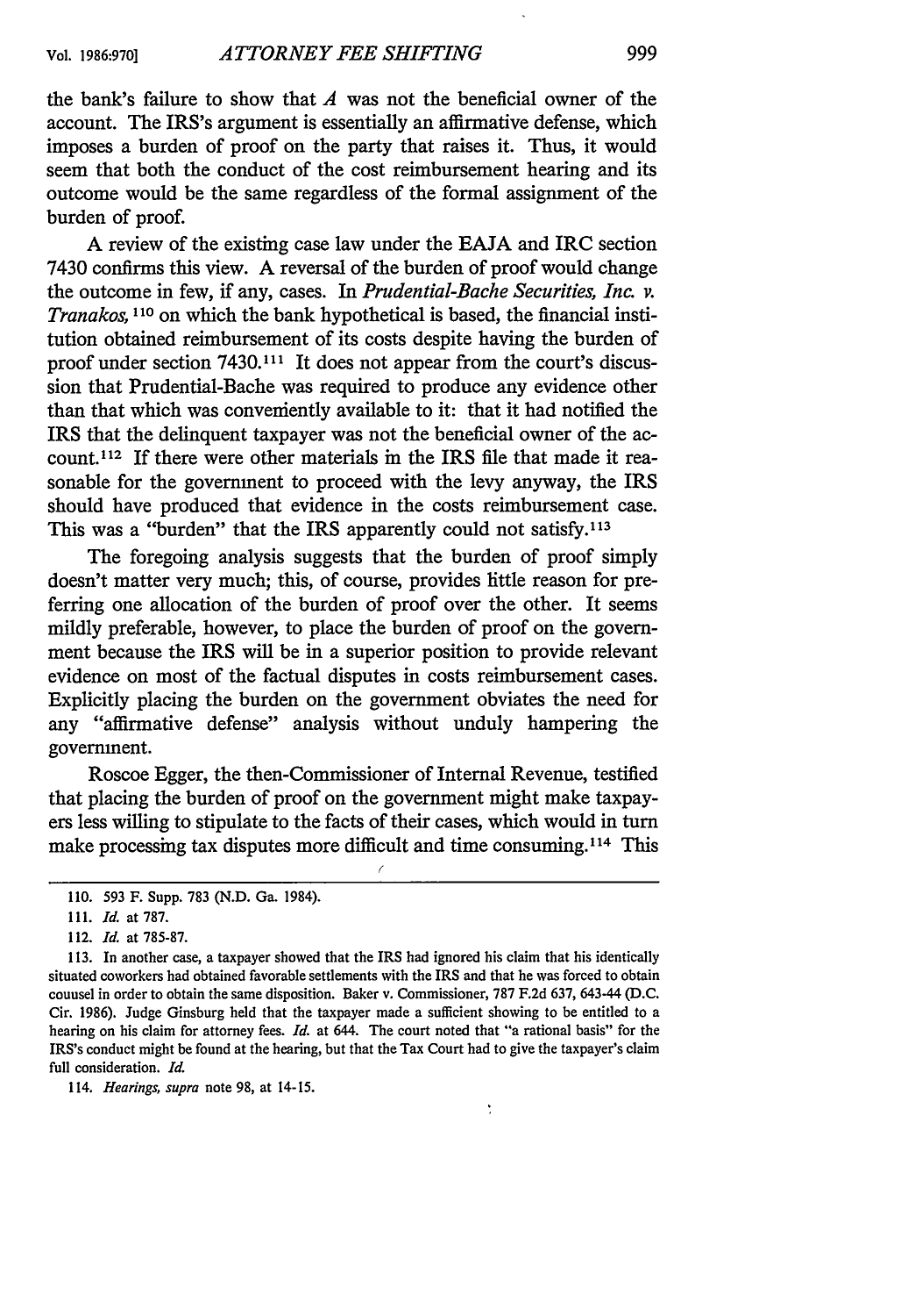the bank's failure to show that *A* was not the beneficial owner of the account. The IRS's argument is essentially an affirmative defense, which imposes a burden of proof on the party that raises it. Thus, it would seem that both the conduct of the cost reimbursement hearing and its outcome would be the same regardless of the formal assignment of the burden of proof.

A review of the existing case law under the EAJA and IRC section 7430 confirms this view. A reversal of the burden of proof would change the outcome in few, if any, cases. In *Prudential-Bache Securities, Inc. v. Tranakos*,[110] on which the bank hypothetical is based, the financial institution obtained reimbursement of its costs despite having the burden of proof under section 7430.[111] It does not appear from the court's discussion that Prudential-Bache was required to produce any evidence other than that which was conveniently available to it: that it had notified the IRS that the delinquent taxpayer was not the beneficial owner of the account.[112] If there were other materials in the IRS file that made it reasonable for the government to proceed with the levy anyway, the IRS should have produced that evidence in the costs reimbursement case. This was a "burden" that the IRS apparently could not satisfy.[113]

The foregoing analysis suggests that the burden of proof simply doesn't matter very much; this, of course, provides little reason for preferring one allocation of the burden of proof over the other. It seems mildly preferable, however, to place the burden of proof on the government because the IRS will be in a superior position to provide relevant evidence on most of the factual disputes in costs reimbursement cases. Explicitly placing the burden on the government obviates the need for any "affirmative defense" analysis without unduly hampering the government.

Roscoe Egger, the then-Commissioner of Internal Revenue, testified that placing the burden of proof on the government might make taxpayers less willing to stipulate to the facts of their cases, which would in turn make processing tax disputes more difficult and time consuming.[114] This

---

110. 593 F. Supp. 783 (N.D. Ga. 1984).

111. *Id.* at 787.

112. *Id.* at 785-87.

113. In another case, a taxpayer showed that the IRS had ignored his claim that his identically situated coworkers had obtained favorable settlements with the IRS and that he was forced to obtain counsel in order to obtain the same disposition. Baker v. Commissioner, 787 F.2d 637, 643-44 (D.C. Cir. 1986). Judge Ginsburg held that the taxpayer made a sufficient showing to be entitled to a hearing on his claim for attorney fees. *Id.* at 644. The court noted that "a rational basis" for the IRS's conduct might be found at the hearing, but that the Tax Court had to give the taxpayer's claim full consideration. *Id.*

114. *Hearings, supra* note 98, at 14-15.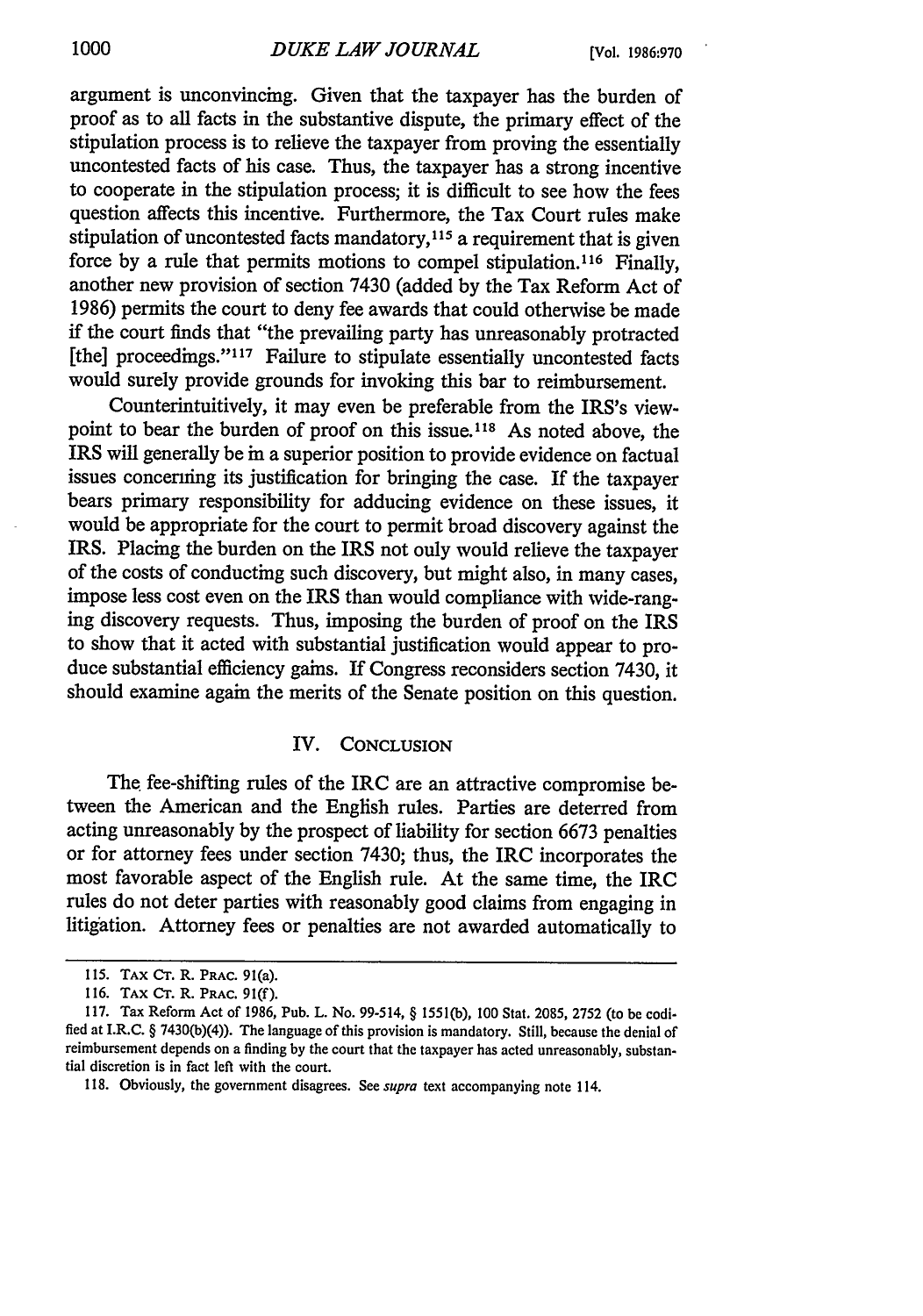argument is unconvincing. Given that the taxpayer has the burden of proof as to all facts in the substantive dispute, the primary effect of the stipulation process is to relieve the taxpayer from proving the essentially uncontested facts of his case. Thus, the taxpayer has a strong incentive to cooperate in the stipulation process; it is difficult to see how the fees question affects this incentive. Furthermore, the Tax Court rules make stipulation of uncontested facts mandatory,[115] a requirement that is given force by a rule that permits motions to compel stipulation.[116] Finally, another new provision of section 7430 (added by the Tax Reform Act of 1986) permits the court to deny fee awards that could otherwise be made if the court finds that "the prevailing party has unreasonably protracted [the] proceedings."[117] Failure to stipulate essentially uncontested facts would surely provide grounds for invoking this bar to reimbursement.

Counterintuitively, it may even be preferable from the IRS's viewpoint to bear the burden of proof on this issue.[118] As noted above, the IRS will generally be in a superior position to provide evidence on factual issues concerning its justification for bringing the case. If the taxpayer bears primary responsibility for adducing evidence on these issues, it would be appropriate for the court to permit broad discovery against the IRS. Placing the burden on the IRS not only would relieve the taxpayer of the costs of conducting such discovery, but might also, in many cases, impose less cost even on the IRS than would compliance with wide-ranging discovery requests. Thus, imposing the burden of proof on the IRS to show that it acted with substantial justification would appear to produce substantial efficiency gains. If Congress reconsiders section 7430, it should examine again the merits of the Senate position on this question.

## IV. Conclusion

The fee-shifting rules of the IRC are an attractive compromise between the American and the English rules. Parties are deterred from acting unreasonably by the prospect of liability for section 6673 penalties or for attorney fees under section 7430; thus, the IRC incorporates the most favorable aspect of the English rule. At the same time, the IRC rules do not deter parties with reasonably good claims from engaging in litigation. Attorney fees or penalties are not awarded automatically to

---

115. Tax Ct. R. Prac. 91(a).

116. Tax Ct. R. Prac. 91(f).

117. Tax Reform Act of 1986, Pub. L. No. 99-514, § 1551(b), 100 Stat. 2085, 2752 (to be codified at I.R.C. § 7430(b)(4)). The language of this provision is mandatory. Still, because the denial of reimbursement depends on a finding by the court that the taxpayer has acted unreasonably, substantial discretion is in fact left with the court.

118. Obviously, the government disagrees. See *supra* text accompanying note 114.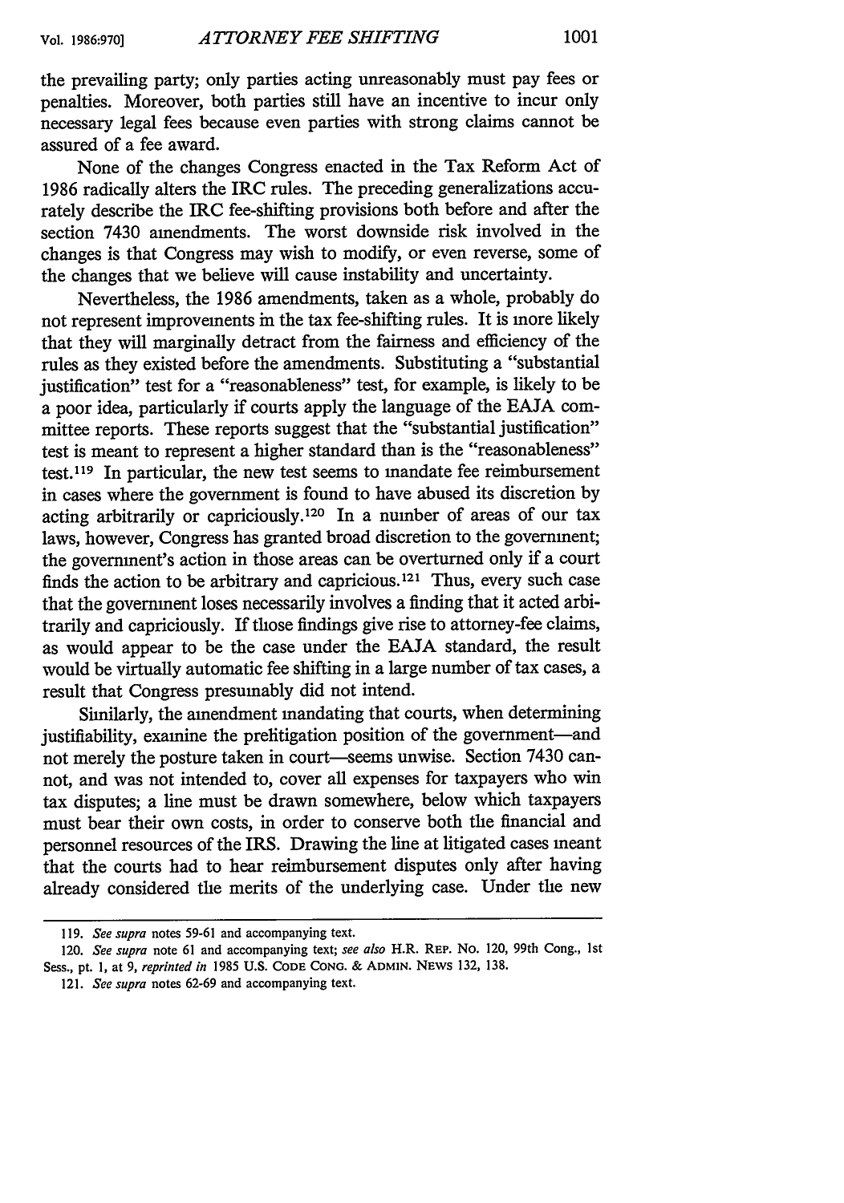the prevailing party; only parties acting unreasonably must pay fees or penalties. Moreover, both parties still have an incentive to incur only necessary legal fees because even parties with strong claims cannot be assured of a fee award.

None of the changes Congress enacted in the Tax Reform Act of 1986 radically alters the IRC rules. The preceding generalizations accurately describe the IRC fee-shifting provisions both before and after the section 7430 amendments. The worst downside risk involved in the changes is that Congress may wish to modify, or even reverse, some of the changes that we believe will cause instability and uncertainty.

Nevertheless, the 1986 amendments, taken as a whole, probably do not represent improvements in the tax fee-shifting rules. It is more likely that they will marginally detract from the fairness and efficiency of the rules as they existed before the amendments. Substituting a "substantial justification" test for a "reasonableness" test, for example, is likely to be a poor idea, particularly if courts apply the language of the EAJA committee reports. These reports suggest that the "substantial justification" test is meant to represent a higher standard than is the "reasonableness" test.[119] In particular, the new test seems to mandate fee reimbursement in cases where the government is found to have abused its discretion by acting arbitrarily or capriciously.[120] In a number of areas of our tax laws, however, Congress has granted broad discretion to the government; the government's action in those areas can be overturned only if a court finds the action to be arbitrary and capricious.[121] Thus, every such case that the government loses necessarily involves a finding that it acted arbitrarily and capriciously. If those findings give rise to attorney-fee claims, as would appear to be the case under the EAJA standard, the result would be virtually automatic fee shifting in a large number of tax cases, a result that Congress presumably did not intend.

Similarly, the amendment mandating that courts, when determining justifiability, examine the prelitigation position of the government—and not merely the posture taken in court—seems unwise. Section 7430 cannot, and was not intended to, cover all expenses for taxpayers who win tax disputes; a line must be drawn somewhere, below which taxpayers must bear their own costs, in order to conserve both the financial and personnel resources of the IRS. Drawing the line at litigated cases meant that the courts had to hear reimbursement disputes only after having already considered the merits of the underlying case. Under the new

---

119. *See supra* notes 59-61 and accompanying text.

120. *See supra* note 61 and accompanying text; *see also* H.R. REP. NO. 120, 99th Cong., 1st Sess., pt. 1, at 9, *reprinted in* 1985 U.S. CODE CONG. & ADMIN. NEWS 132, 138.

121. *See supra* notes 62-69 and accompanying text.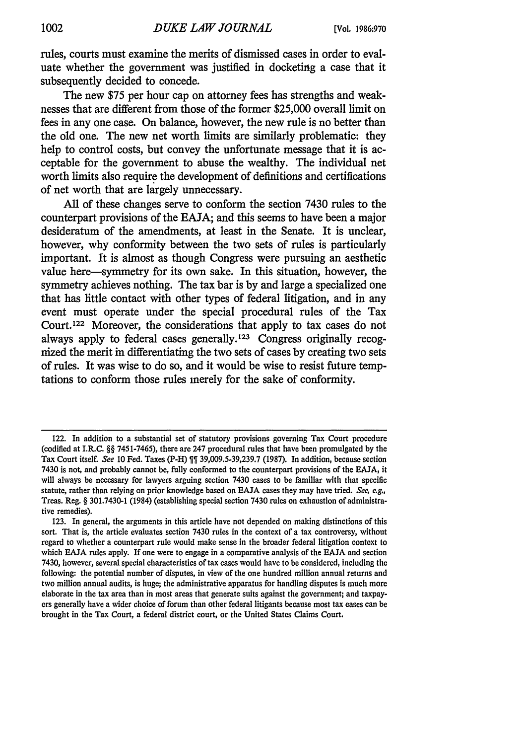rules, courts must examine the merits of dismissed cases in order to evaluate whether the government was justified in docketing a case that it subsequently decided to concede.

The new $75 per hour cap on attorney fees has strengths and weaknesses that are different from those of the former $25,000 overall limit on fees in any one case. On balance, however, the new rule is no better than the old one. The new net worth limits are similarly problematic: they help to control costs, but convey the unfortunate message that it is acceptable for the government to abuse the wealthy. The individual net worth limits also require the development of definitions and certifications of net worth that are largely unnecessary.

All of these changes serve to conform the section 7430 rules to the counterpart provisions of the EAJA; and this seems to have been a major desideratum of the amendments, at least in the Senate. It is unclear, however, why conformity between the two sets of rules is particularly important. It is almost as though Congress were pursuing an aesthetic value here—symmetry for its own sake. In this situation, however, the symmetry achieves nothing. The tax bar is by and large a specialized one that has little contact with other types of federal litigation, and in any event must operate under the special procedural rules of the Tax Court.[122] Moreover, the considerations that apply to tax cases do not always apply to federal cases generally.[123] Congress originally recognized the merit in differentiating the two sets of cases by creating two sets of rules. It was wise to do so, and it would be wise to resist future temptations to conform those rules merely for the sake of conformity.

---

122. In addition to a substantial set of statutory provisions governing Tax Court procedure (codified at I.R.C. §§ 7451-7465), there are 247 procedural rules that have been promulgated by the Tax Court itself. *See* 10 Fed. Taxes (P-H) ¶¶ 39,009.5-39,239.7 (1987). In addition, because section 7430 is not, and probably cannot be, fully conformed to the counterpart provisions of the EAJA, it will always be necessary for lawyers arguing section 7430 cases to be familiar with that specific statute, rather than relying on prior knowledge based on EAJA cases they may have tried. *See, e.g.*, Treas. Reg. § 301.7430-1 (1984) (establishing special section 7430 rules on exhaustion of administrative remedies).

123. In general, the arguments in this article have not depended on making distinctions of this sort. That is, the article evaluates section 7430 rules in the context of a tax controversy, without regard to whether a counterpart rule would make sense in the broader federal litigation context to which EAJA rules apply. If one were to engage in a comparative analysis of the EAJA and section 7430, however, several special characteristics of tax cases would have to be considered, including the following: the potential number of disputes, in view of the one hundred million annual returns and two million annual audits, is huge; the administrative apparatus for handling disputes is much more elaborate in the tax area than in most areas that generate suits against the government; and taxpayers generally have a wider choice of forum than other federal litigants because most tax cases can be brought in the Tax Court, a federal district court, or the United States Claims Court.